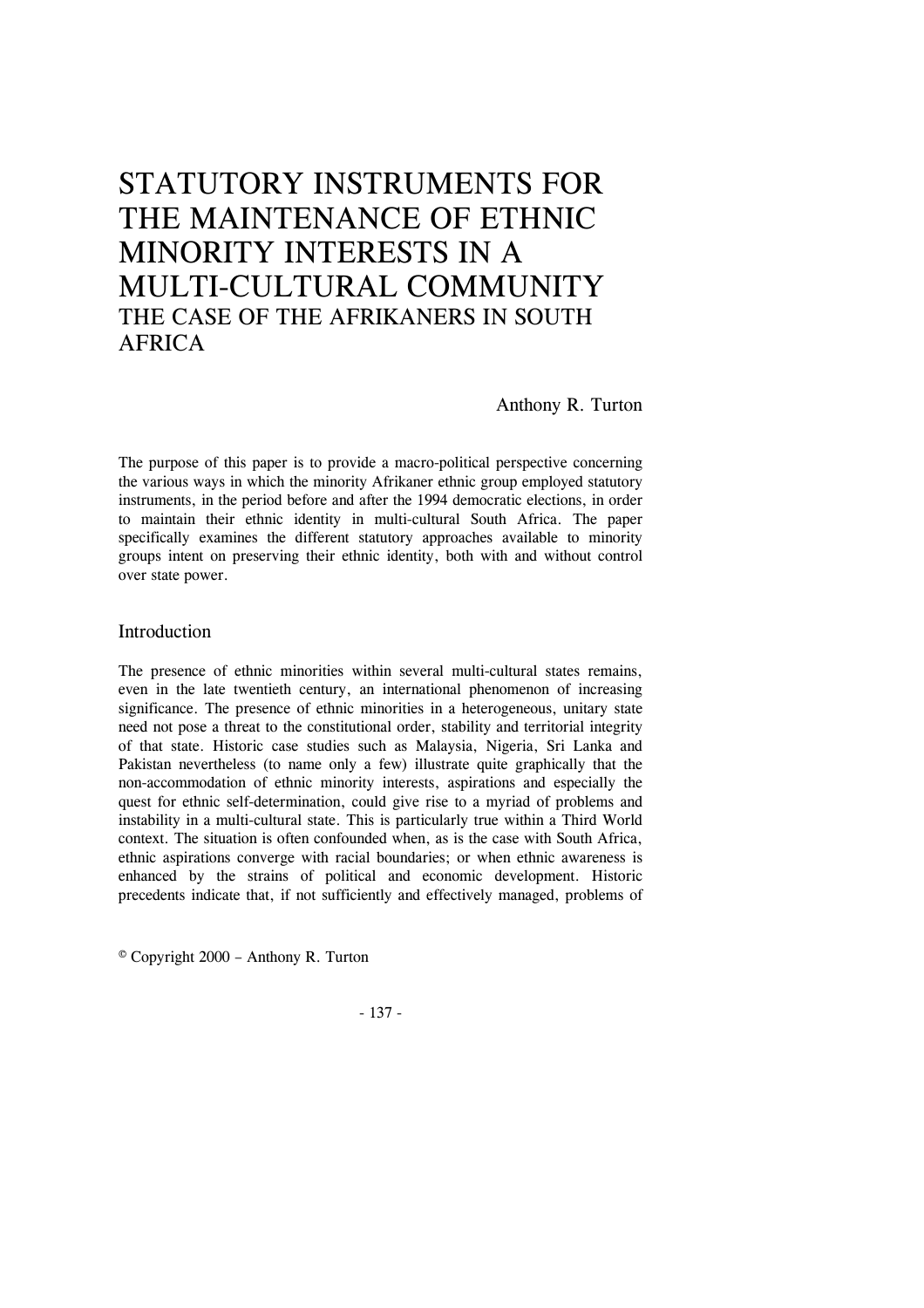# STATUTORY INSTRUMENTS FOR THE MAINTENANCE OF ETHNIC MINORITY INTERESTS IN A MULTI-CULTURAL COMMUNITY

## THE CASE OF THE AFRIKANERS IN SOUTH AFRICA

Anthony R. Turton

The purpose of this paper is to provide a macro-political perspective concerning the various ways in which the minority Afrikaner ethnic group employed statutory instruments, in the period before and after the 1994 democratic elections, in order to maintain their ethnic identity in multi-cultural South Africa. The paper specifically examines the different statutory approaches available to minority groups intent on preserving their ethnic identity, both with and without control over state power.

## Introduction

The presence of ethnic minorities within several multi-cultural states remains, even in the late twentieth century, an international phenomenon of increasing significance. The presence of ethnic minorities in a heterogeneous, unitary state need not pose a threat to the constitutional order, stability and territorial integrity of that state. Historic case studies such as Malaysia, Nigeria, Sri Lanka and Pakistan nevertheless (to name only a few) illustrate quite graphically that the non-accommodation of ethnic minority interests, aspirations and especially the quest for ethnic self-determination, could give rise to a myriad of problems and instability in a multi-cultural state. This is particularly true within a Third World context. The situation is often confounded when, as is the case with South Africa, ethnic aspirations converge with racial boundaries; or when ethnic awareness is enhanced by the strains of political and economic development. Historic precedents indicate that, if not sufficiently and effectively managed, problems of

© Copyright 2000 – Anthony R. Turton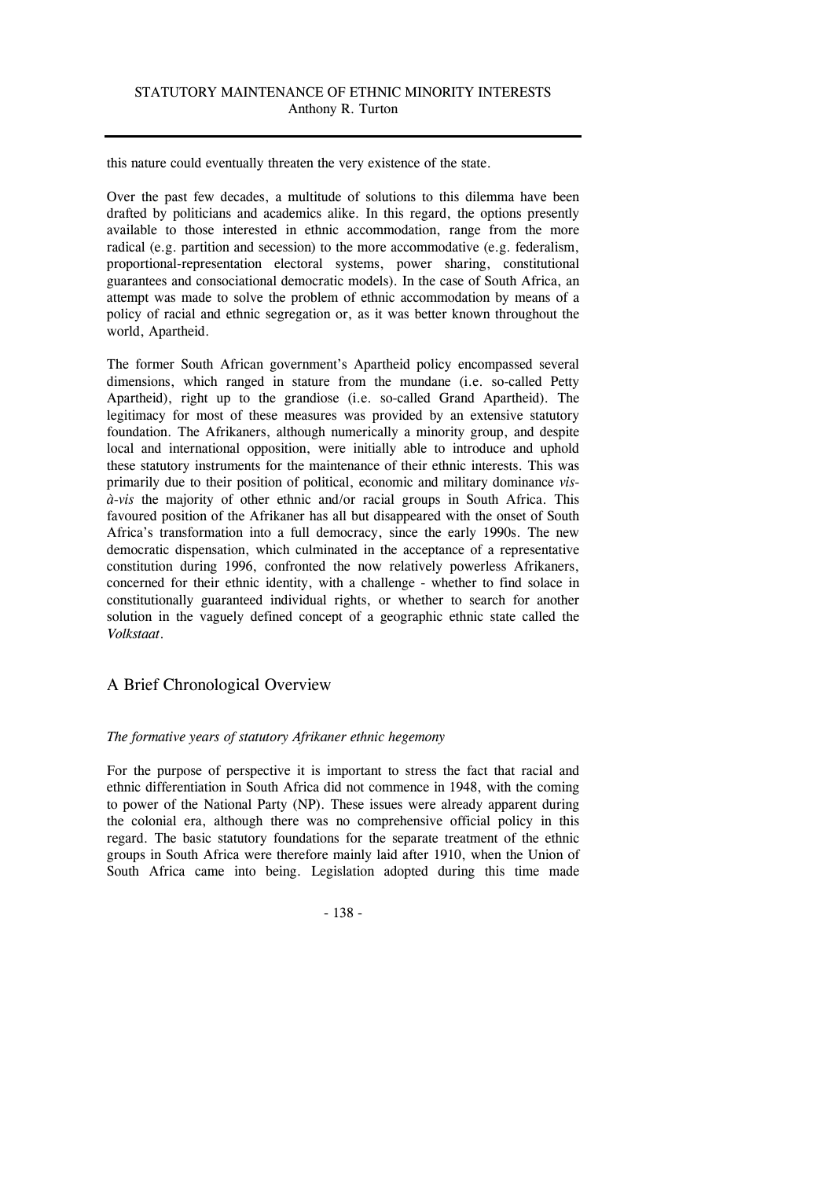this nature could eventually threaten the very existence of the state.

Over the past few decades, a multitude of solutions to this dilemma have been drafted by politicians and academics alike. In this regard, the options presently available to those interested in ethnic accommodation, range from the more radical (e.g. partition and secession) to the more accommodative (e.g. federalism, proportional-representation electoral systems, power sharing, constitutional guarantees and consociational democratic models). In the case of South Africa, an attempt was made to solve the problem of ethnic accommodation by means of a policy of racial and ethnic segregation or, as it was better known throughout the world, Apartheid.

The former South African government's Apartheid policy encompassed several dimensions, which ranged in stature from the mundane (i.e. so-called Petty Apartheid), right up to the grandiose (i.e. so-called Grand Apartheid). The legitimacy for most of these measures was provided by an extensive statutory foundation. The Afrikaners, although numerically a minority group, and despite local and international opposition, were initially able to introduce and uphold these statutory instruments for the maintenance of their ethnic interests. This was primarily due to their position of political, economic and military dominance *vis-à-vis* the majority of other ethnic and/or racial groups in South Africa. This favoured position of the Afrikaner has all but disappeared with the onset of South Africa's transformation into a full democracy, since the early 1990s. The new democratic dispensation, which culminated in the acceptance of a representative constitution during 1996, confronted the now relatively powerless Afrikaners, concerned for their ethnic identity, with a challenge - whether to find solace in constitutionally guaranteed individual rights, or whether to search for another solution in the vaguely defined concept of a geographic ethnic state called the *Volkstaat*.

## A Brief Chronological Overview

### *The formative years of statutory Afrikaner ethnic hegemony*

For the purpose of perspective it is important to stress the fact that racial and ethnic differentiation in South Africa did not commence in 1948, with the coming to power of the National Party (NP). These issues were already apparent during the colonial era, although there was no comprehensive official policy in this regard. The basic statutory foundations for the separate treatment of the ethnic groups in South Africa were therefore mainly laid after 1910, when the Union of South Africa came into being. Legislation adopted during this time made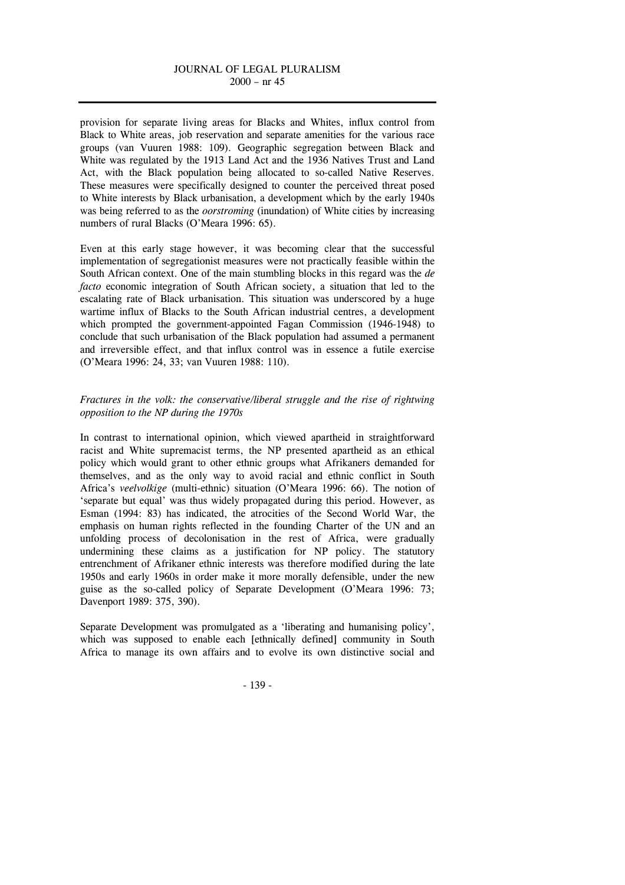provision for separate living areas for Blacks and Whites, influx control from Black to White areas, job reservation and separate amenities for the various race groups (van Vuuren 1988: 109). Geographic segregation between Black and White was regulated by the 1913 Land Act and the 1936 Natives Trust and Land Act, with the Black population being allocated to so-called Native Reserves. These measures were specifically designed to counter the perceived threat posed to White interests by Black urbanisation, a development which by the early 1940s was being referred to as the *oorstroming* (inundation) of White cities by increasing numbers of rural Blacks (O'Meara 1996: 65).

Even at this early stage however, it was becoming clear that the successful implementation of segregationist measures were not practically feasible within the South African context. One of the main stumbling blocks in this regard was the *de facto* economic integration of South African society, a situation that led to the escalating rate of Black urbanisation. This situation was underscored by a huge wartime influx of Blacks to the South African industrial centres, a development which prompted the government-appointed Fagan Commission (1946-1948) to conclude that such urbanisation of the Black population had assumed a permanent and irreversible effect, and that influx control was in essence a futile exercise (O'Meara 1996: 24, 33; van Vuuren 1988: 110).

*Fractures in the volk: the conservative/liberal struggle and the rise of rightwing opposition to the NP during the 1970s*

In contrast to international opinion, which viewed apartheid in straightforward racist and White supremacist terms, the NP presented apartheid as an ethical policy which would grant to other ethnic groups what Afrikaners demanded for themselves, and as the only way to avoid racial and ethnic conflict in South Africa's *veelvolkige* (multi-ethnic) situation (O'Meara 1996: 66). The notion of 'separate but equal' was thus widely propagated during this period. However, as Esman (1994: 83) has indicated, the atrocities of the Second World War, the emphasis on human rights reflected in the founding Charter of the UN and an unfolding process of decolonisation in the rest of Africa, were gradually undermining these claims as a justification for NP policy. The statutory entrenchment of Afrikaner ethnic interests was therefore modified during the late 1950s and early 1960s in order make it more morally defensible, under the new guise as the so-called policy of Separate Development (O'Meara 1996: 73; Davenport 1989: 375, 390).

Separate Development was promulgated as a 'liberating and humanising policy', which was supposed to enable each [ethnically defined] community in South Africa to manage its own affairs and to evolve its own distinctive social and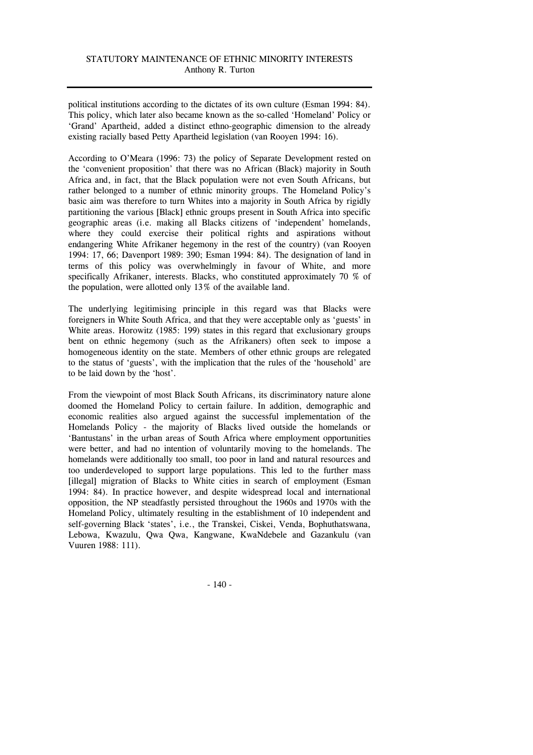political institutions according to the dictates of its own culture (Esman 1994: 84). This policy, which later also became known as the so-called 'Homeland' Policy or 'Grand' Apartheid, added a distinct ethno-geographic dimension to the already existing racially based Petty Apartheid legislation (van Rooyen 1994: 16).

According to O'Meara (1996: 73) the policy of Separate Development rested on the 'convenient proposition' that there was no African (Black) majority in South Africa and, in fact, that the Black population were not even South Africans, but rather belonged to a number of ethnic minority groups. The Homeland Policy's basic aim was therefore to turn Whites into a majority in South Africa by rigidly partitioning the various [Black] ethnic groups present in South Africa into specific geographic areas (i.e. making all Blacks citizens of 'independent' homelands, where they could exercise their political rights and aspirations without endangering White Afrikaner hegemony in the rest of the country) (van Rooyen 1994: 17, 66; Davenport 1989: 390; Esman 1994: 84). The designation of land in terms of this policy was overwhelmingly in favour of White, and more specifically Afrikaner, interests. Blacks, who constituted approximately 70 % of the population, were allotted only 13% of the available land.

The underlying legitimising principle in this regard was that Blacks were foreigners in White South Africa, and that they were acceptable only as 'guests' in White areas. Horowitz (1985: 199) states in this regard that exclusionary groups bent on ethnic hegemony (such as the Afrikaners) often seek to impose a homogeneous identity on the state. Members of other ethnic groups are relegated to the status of 'guests', with the implication that the rules of the 'household' are to be laid down by the 'host'.

From the viewpoint of most Black South Africans, its discriminatory nature alone doomed the Homeland Policy to certain failure. In addition, demographic and economic realities also argued against the successful implementation of the Homelands Policy - the majority of Blacks lived outside the homelands or 'Bantustans' in the urban areas of South Africa where employment opportunities were better, and had no intention of voluntarily moving to the homelands. The homelands were additionally too small, too poor in land and natural resources and too underdeveloped to support large populations. This led to the further mass [illegal] migration of Blacks to White cities in search of employment (Esman 1994: 84). In practice however, and despite widespread local and international opposition, the NP steadfastly persisted throughout the 1960s and 1970s with the Homeland Policy, ultimately resulting in the establishment of 10 independent and self-governing Black 'states', i.e., the Transkei, Ciskei, Venda, Bophuthatswana, Lebowa, Kwazulu, Qwa Qwa, Kangwane, KwaNdebele and Gazankulu (van Vuuren 1988: 111).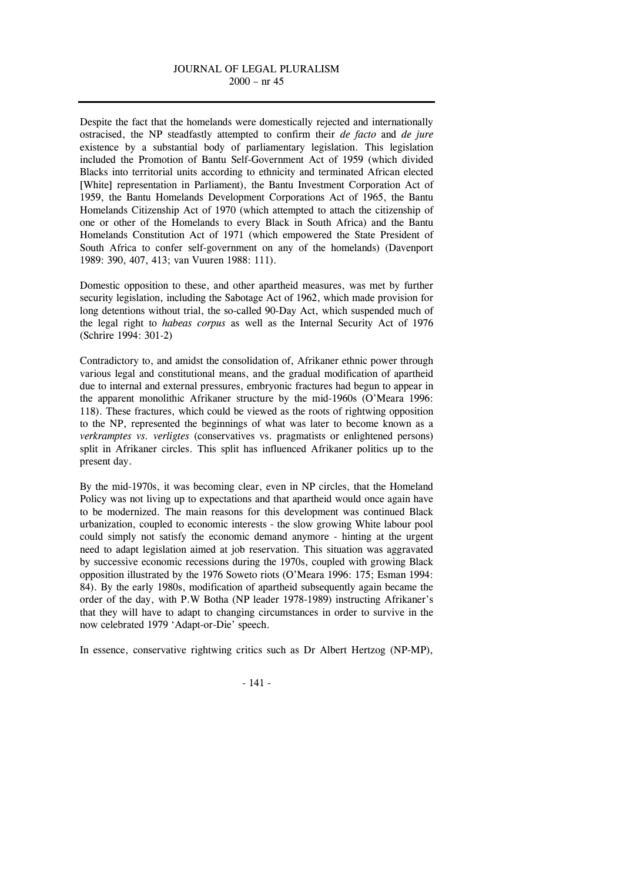Despite the fact that the homelands were domestically rejected and internationally ostracised, the NP steadfastly attempted to confirm their *de facto* and *de jure* existence by a substantial body of parliamentary legislation. This legislation included the Promotion of Bantu Self-Government Act of 1959 (which divided Blacks into territorial units according to ethnicity and terminated African elected [White] representation in Parliament), the Bantu Investment Corporation Act of 1959, the Bantu Homelands Development Corporations Act of 1965, the Bantu Homelands Citizenship Act of 1970 (which attempted to attach the citizenship of one or other of the Homelands to every Black in South Africa) and the Bantu Homelands Constitution Act of 1971 (which empowered the State President of South Africa to confer self-government on any of the homelands) (Davenport 1989: 390, 407, 413; van Vuuren 1988: 111).

Domestic opposition to these, and other apartheid measures, was met by further security legislation, including the Sabotage Act of 1962, which made provision for long detentions without trial, the so-called 90-Day Act, which suspended much of the legal right to *habeas corpus* as well as the Internal Security Act of 1976 (Schrire 1994: 301-2)

Contradictory to, and amidst the consolidation of, Afrikaner ethnic power through various legal and constitutional means, and the gradual modification of apartheid due to internal and external pressures, embryonic fractures had begun to appear in the apparent monolithic Afrikaner structure by the mid-1960s (O'Meara 1996: 118). These fractures, which could be viewed as the roots of rightwing opposition to the NP, represented the beginnings of what was later to become known as a *verkramptes vs. verligtes* (conservatives vs. pragmatists or enlightened persons) split in Afrikaner circles. This split has influenced Afrikaner politics up to the present day.

By the mid-1970s, it was becoming clear, even in NP circles, that the Homeland Policy was not living up to expectations and that apartheid would once again have to be modernized. The main reasons for this development was continued Black urbanization, coupled to economic interests - the slow growing White labour pool could simply not satisfy the economic demand anymore - hinting at the urgent need to adapt legislation aimed at job reservation. This situation was aggravated by successive economic recessions during the 1970s, coupled with growing Black opposition illustrated by the 1976 Soweto riots (O'Meara 1996: 175; Esman 1994: 84). By the early 1980s, modification of apartheid subsequently again became the order of the day, with P.W Botha (NP leader 1978-1989) instructing Afrikaner's that they will have to adapt to changing circumstances in order to survive in the now celebrated 1979 'Adapt-or-Die' speech.

In essence, conservative rightwing critics such as Dr Albert Hertzog (NP-MP),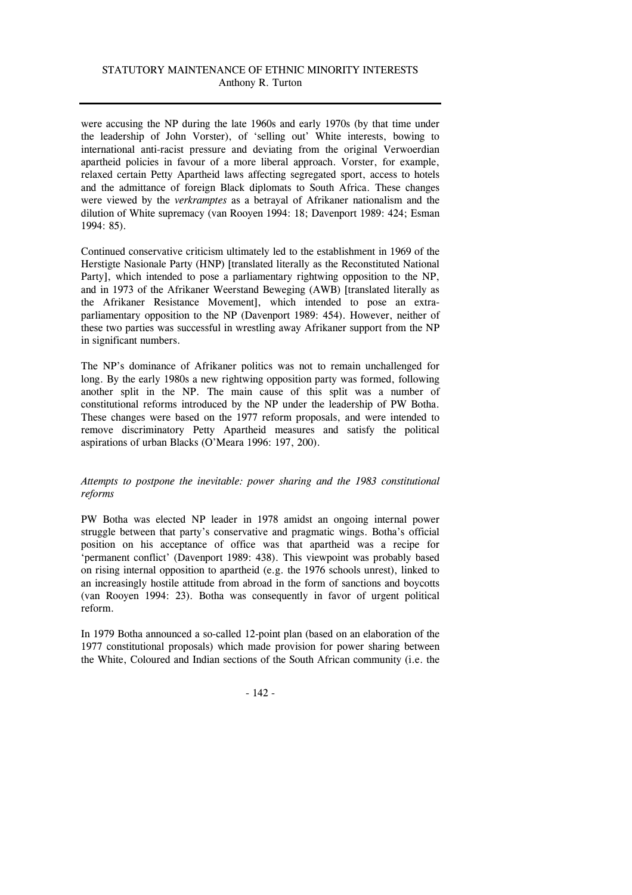were accusing the NP during the late 1960s and early 1970s (by that time under the leadership of John Vorster), of 'selling out' White interests, bowing to international anti-racist pressure and deviating from the original Verwoerdian apartheid policies in favour of a more liberal approach. Vorster, for example, relaxed certain Petty Apartheid laws affecting segregated sport, access to hotels and the admittance of foreign Black diplomats to South Africa. These changes were viewed by the *verkramptes* as a betrayal of Afrikaner nationalism and the dilution of White supremacy (van Rooyen 1994: 18; Davenport 1989: 424; Esman 1994: 85).

Continued conservative criticism ultimately led to the establishment in 1969 of the Herstigte Nasionale Party (HNP) [translated literally as the Reconstituted National Party], which intended to pose a parliamentary rightwing opposition to the NP, and in 1973 of the Afrikaner Weerstand Beweging (AWB) [translated literally as the Afrikaner Resistance Movement], which intended to pose an extra-parliamentary opposition to the NP (Davenport 1989: 454). However, neither of these two parties was successful in wrestling away Afrikaner support from the NP in significant numbers.

The NP's dominance of Afrikaner politics was not to remain unchallenged for long. By the early 1980s a new rightwing opposition party was formed, following another split in the NP. The main cause of this split was a number of constitutional reforms introduced by the NP under the leadership of PW Botha. These changes were based on the 1977 reform proposals, and were intended to remove discriminatory Petty Apartheid measures and satisfy the political aspirations of urban Blacks (O'Meara 1996: 197, 200).

*Attempts to postpone the inevitable: power sharing and the 1983 constitutional reforms*

PW Botha was elected NP leader in 1978 amidst an ongoing internal power struggle between that party's conservative and pragmatic wings. Botha's official position on his acceptance of office was that apartheid was a recipe for 'permanent conflict' (Davenport 1989: 438). This viewpoint was probably based on rising internal opposition to apartheid (e.g. the 1976 schools unrest), linked to an increasingly hostile attitude from abroad in the form of sanctions and boycotts (van Rooyen 1994: 23). Botha was consequently in favor of urgent political reform.

In 1979 Botha announced a so-called 12-point plan (based on an elaboration of the 1977 constitutional proposals) which made provision for power sharing between the White, Coloured and Indian sections of the South African community (i.e. the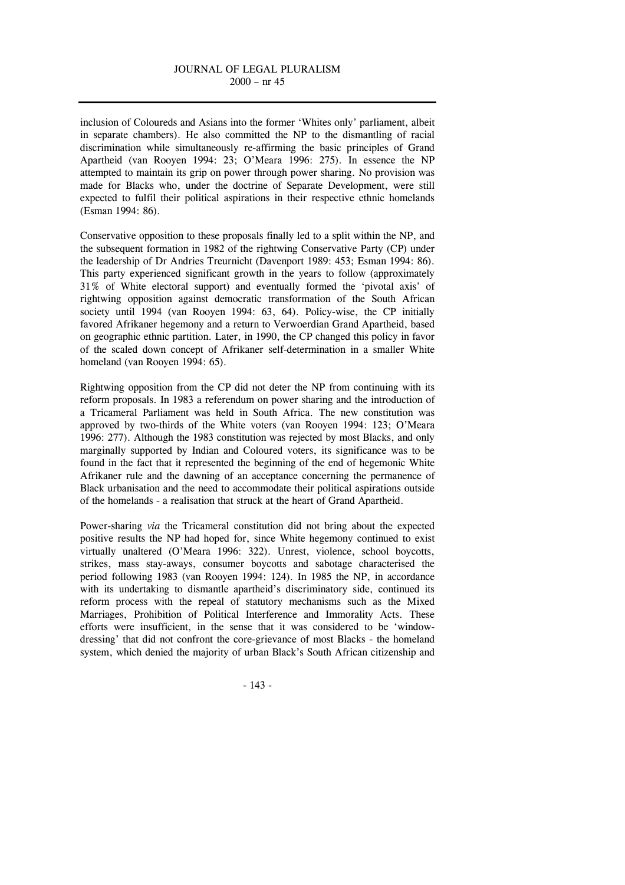inclusion of Coloureds and Asians into the former 'Whites only' parliament, albeit in separate chambers). He also committed the NP to the dismantling of racial discrimination while simultaneously re-affirming the basic principles of Grand Apartheid (van Rooyen 1994: 23; O'Meara 1996: 275). In essence the NP attempted to maintain its grip on power through power sharing. No provision was made for Blacks who, under the doctrine of Separate Development, were still expected to fulfil their political aspirations in their respective ethnic homelands (Esman 1994: 86).

Conservative opposition to these proposals finally led to a split within the NP, and the subsequent formation in 1982 of the rightwing Conservative Party (CP) under the leadership of Dr Andries Treurnicht (Davenport 1989: 453; Esman 1994: 86). This party experienced significant growth in the years to follow (approximately 31% of White electoral support) and eventually formed the 'pivotal axis' of rightwing opposition against democratic transformation of the South African society until 1994 (van Rooyen 1994: 63, 64). Policy-wise, the CP initially favored Afrikaner hegemony and a return to Verwoerdian Grand Apartheid, based on geographic ethnic partition. Later, in 1990, the CP changed this policy in favor of the scaled down concept of Afrikaner self-determination in a smaller White homeland (van Rooyen 1994: 65).

Rightwing opposition from the CP did not deter the NP from continuing with its reform proposals. In 1983 a referendum on power sharing and the introduction of a Tricameral Parliament was held in South Africa. The new constitution was approved by two-thirds of the White voters (van Rooyen 1994: 123; O'Meara 1996: 277). Although the 1983 constitution was rejected by most Blacks, and only marginally supported by Indian and Coloured voters, its significance was to be found in the fact that it represented the beginning of the end of hegemonic White Afrikaner rule and the dawning of an acceptance concerning the permanence of Black urbanisation and the need to accommodate their political aspirations outside of the homelands - a realisation that struck at the heart of Grand Apartheid.

Power-sharing *via* the Tricameral constitution did not bring about the expected positive results the NP had hoped for, since White hegemony continued to exist virtually unaltered (O'Meara 1996: 322). Unrest, violence, school boycotts, strikes, mass stay-aways, consumer boycotts and sabotage characterised the period following 1983 (van Rooyen 1994: 124). In 1985 the NP, in accordance with its undertaking to dismantle apartheid's discriminatory side, continued its reform process with the repeal of statutory mechanisms such as the Mixed Marriages, Prohibition of Political Interference and Immorality Acts. These efforts were insufficient, in the sense that it was considered to be 'window-dressing' that did not confront the core-grievance of most Blacks - the homeland system, which denied the majority of urban Black's South African citizenship and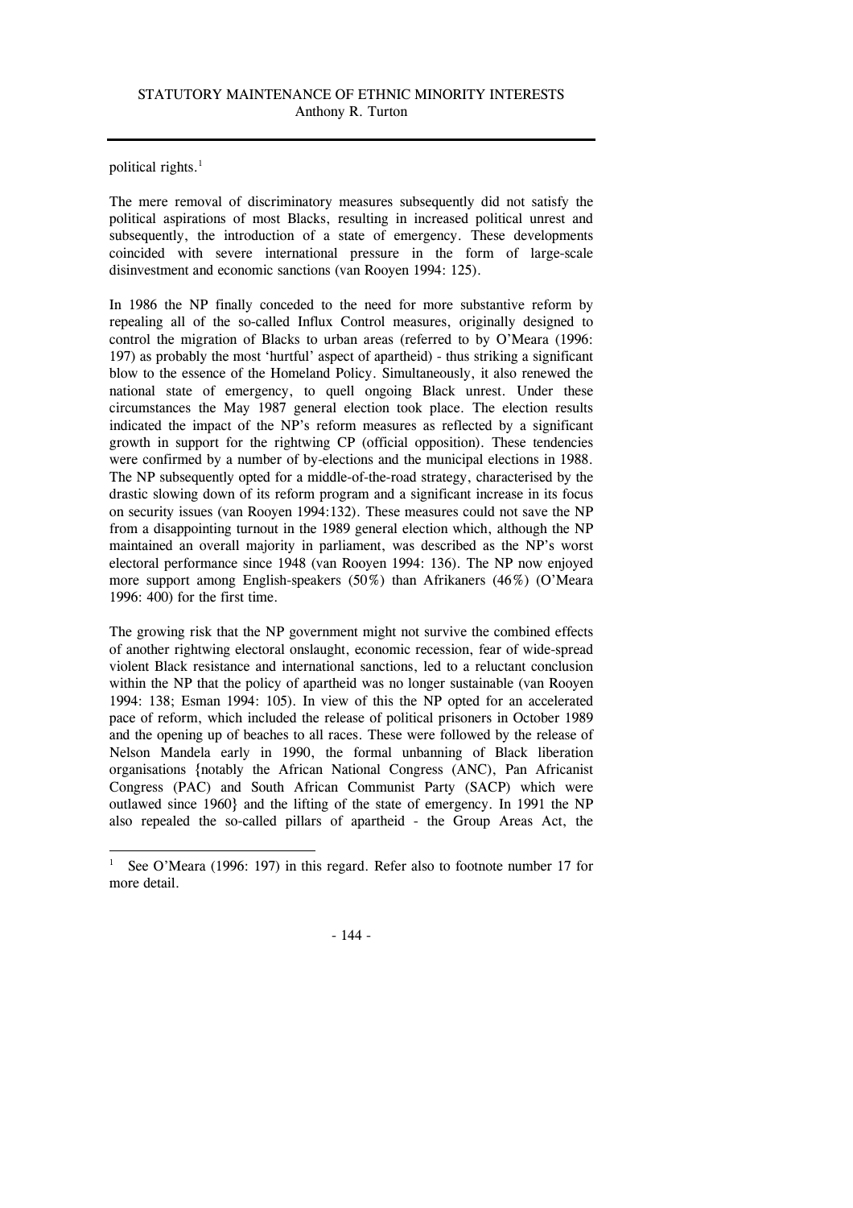political rights.[1]

The mere removal of discriminatory measures subsequently did not satisfy the political aspirations of most Blacks, resulting in increased political unrest and subsequently, the introduction of a state of emergency. These developments coincided with severe international pressure in the form of large-scale disinvestment and economic sanctions (van Rooyen 1994: 125).

In 1986 the NP finally conceded to the need for more substantive reform by repealing all of the so-called Influx Control measures, originally designed to control the migration of Blacks to urban areas (referred to by O'Meara (1996: 197) as probably the most 'hurtful' aspect of apartheid) - thus striking a significant blow to the essence of the Homeland Policy. Simultaneously, it also renewed the national state of emergency, to quell ongoing Black unrest. Under these circumstances the May 1987 general election took place. The election results indicated the impact of the NP's reform measures as reflected by a significant growth in support for the rightwing CP (official opposition). These tendencies were confirmed by a number of by-elections and the municipal elections in 1988. The NP subsequently opted for a middle-of-the-road strategy, characterised by the drastic slowing down of its reform program and a significant increase in its focus on security issues (van Rooyen 1994:132). These measures could not save the NP from a disappointing turnout in the 1989 general election which, although the NP maintained an overall majority in parliament, was described as the NP's worst electoral performance since 1948 (van Rooyen 1994: 136). The NP now enjoyed more support among English-speakers (50%) than Afrikaners (46%) (O'Meara 1996: 400) for the first time.

The growing risk that the NP government might not survive the combined effects of another rightwing electoral onslaught, economic recession, fear of wide-spread violent Black resistance and international sanctions, led to a reluctant conclusion within the NP that the policy of apartheid was no longer sustainable (van Rooyen 1994: 138; Esman 1994: 105). In view of this the NP opted for an accelerated pace of reform, which included the release of political prisoners in October 1989 and the opening up of beaches to all races. These were followed by the release of Nelson Mandela early in 1990, the formal unbanning of Black liberation organisations {notably the African National Congress (ANC), Pan Africanist Congress (PAC) and South African Communist Party (SACP) which were outlawed since 1960} and the lifting of the state of emergency. In 1991 the NP also repealed the so-called pillars of apartheid - the Group Areas Act, the

[1] See O'Meara (1996: 197) in this regard. Refer also to footnote number 17 for more detail.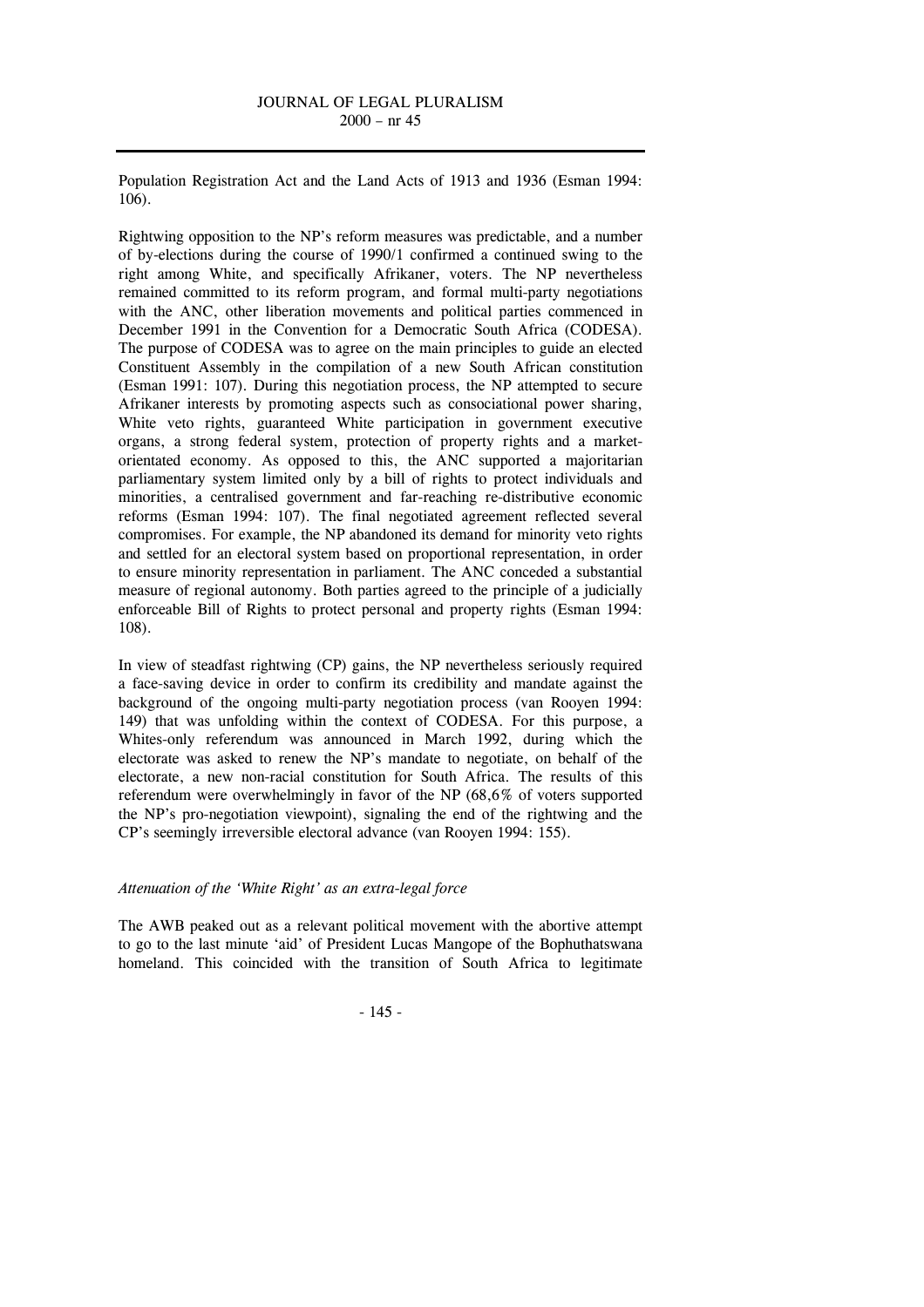Population Registration Act and the Land Acts of 1913 and 1936 (Esman 1994: 106).

Rightwing opposition to the NP's reform measures was predictable, and a number of by-elections during the course of 1990/1 confirmed a continued swing to the right among White, and specifically Afrikaner, voters. The NP nevertheless remained committed to its reform program, and formal multi-party negotiations with the ANC, other liberation movements and political parties commenced in December 1991 in the Convention for a Democratic South Africa (CODESA). The purpose of CODESA was to agree on the main principles to guide an elected Constituent Assembly in the compilation of a new South African constitution (Esman 1991: 107). During this negotiation process, the NP attempted to secure Afrikaner interests by promoting aspects such as consociational power sharing, White veto rights, guaranteed White participation in government executive organs, a strong federal system, protection of property rights and a market-orientated economy. As opposed to this, the ANC supported a majoritarian parliamentary system limited only by a bill of rights to protect individuals and minorities, a centralised government and far-reaching re-distributive economic reforms (Esman 1994: 107). The final negotiated agreement reflected several compromises. For example, the NP abandoned its demand for minority veto rights and settled for an electoral system based on proportional representation, in order to ensure minority representation in parliament. The ANC conceded a substantial measure of regional autonomy. Both parties agreed to the principle of a judicially enforceable Bill of Rights to protect personal and property rights (Esman 1994: 108).

In view of steadfast rightwing (CP) gains, the NP nevertheless seriously required a face-saving device in order to confirm its credibility and mandate against the background of the ongoing multi-party negotiation process (van Rooyen 1994: 149) that was unfolding within the context of CODESA. For this purpose, a Whites-only referendum was announced in March 1992, during which the electorate was asked to renew the NP's mandate to negotiate, on behalf of the electorate, a new non-racial constitution for South Africa. The results of this referendum were overwhelmingly in favor of the NP (68,6% of voters supported the NP's pro-negotiation viewpoint), signaling the end of the rightwing and the CP's seemingly irreversible electoral advance (van Rooyen 1994: 155).

### *Attenuation of the 'White Right' as an extra-legal force*

The AWB peaked out as a relevant political movement with the abortive attempt to go to the last minute 'aid' of President Lucas Mangope of the Bophuthatswana homeland. This coincided with the transition of South Africa to legitimate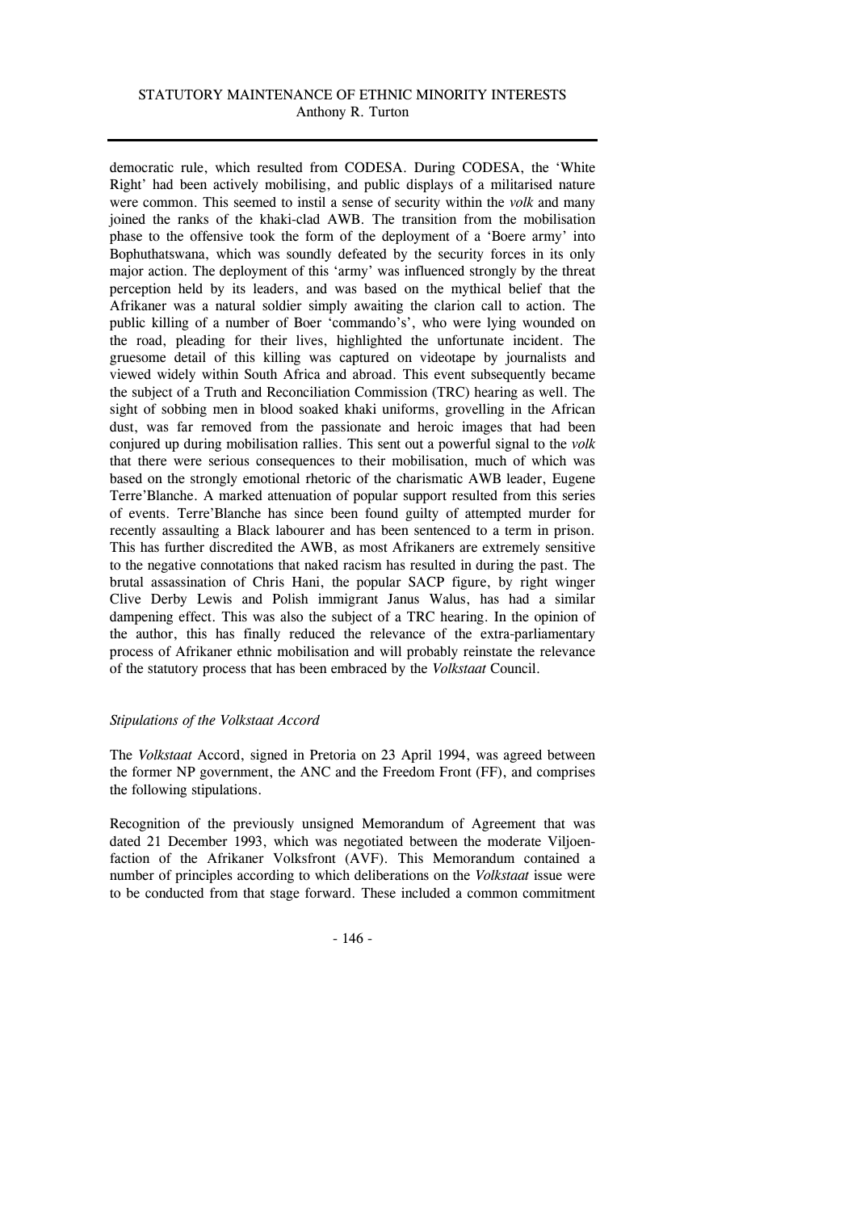democratic rule, which resulted from CODESA. During CODESA, the 'White Right' had been actively mobilising, and public displays of a militarised nature were common. This seemed to instil a sense of security within the *volk* and many joined the ranks of the khaki-clad AWB. The transition from the mobilisation phase to the offensive took the form of the deployment of a 'Boere army' into Bophuthatswana, which was soundly defeated by the security forces in its only major action. The deployment of this 'army' was influenced strongly by the threat perception held by its leaders, and was based on the mythical belief that the Afrikaner was a natural soldier simply awaiting the clarion call to action. The public killing of a number of Boer 'commando's', who were lying wounded on the road, pleading for their lives, highlighted the unfortunate incident. The gruesome detail of this killing was captured on videotape by journalists and viewed widely within South Africa and abroad. This event subsequently became the subject of a Truth and Reconciliation Commission (TRC) hearing as well. The sight of sobbing men in blood soaked khaki uniforms, grovelling in the African dust, was far removed from the passionate and heroic images that had been conjured up during mobilisation rallies. This sent out a powerful signal to the *volk* that there were serious consequences to their mobilisation, much of which was based on the strongly emotional rhetoric of the charismatic AWB leader, Eugene Terre'Blanche. A marked attenuation of popular support resulted from this series of events. Terre'Blanche has since been found guilty of attempted murder for recently assaulting a Black labourer and has been sentenced to a term in prison. This has further discredited the AWB, as most Afrikaners are extremely sensitive to the negative connotations that naked racism has resulted in during the past. The brutal assassination of Chris Hani, the popular SACP figure, by right winger Clive Derby Lewis and Polish immigrant Janus Walus, has had a similar dampening effect. This was also the subject of a TRC hearing. In the opinion of the author, this has finally reduced the relevance of the extra-parliamentary process of Afrikaner ethnic mobilisation and will probably reinstate the relevance of the statutory process that has been embraced by the *Volkstaat* Council.

### *Stipulations of the Volkstaat Accord*

The *Volkstaat* Accord, signed in Pretoria on 23 April 1994, was agreed between the former NP government, the ANC and the Freedom Front (FF), and comprises the following stipulations.

Recognition of the previously unsigned Memorandum of Agreement that was dated 21 December 1993, which was negotiated between the moderate Viljoen-faction of the Afrikaner Volksfront (AVF). This Memorandum contained a number of principles according to which deliberations on the *Volkstaat* issue were to be conducted from that stage forward. These included a common commitment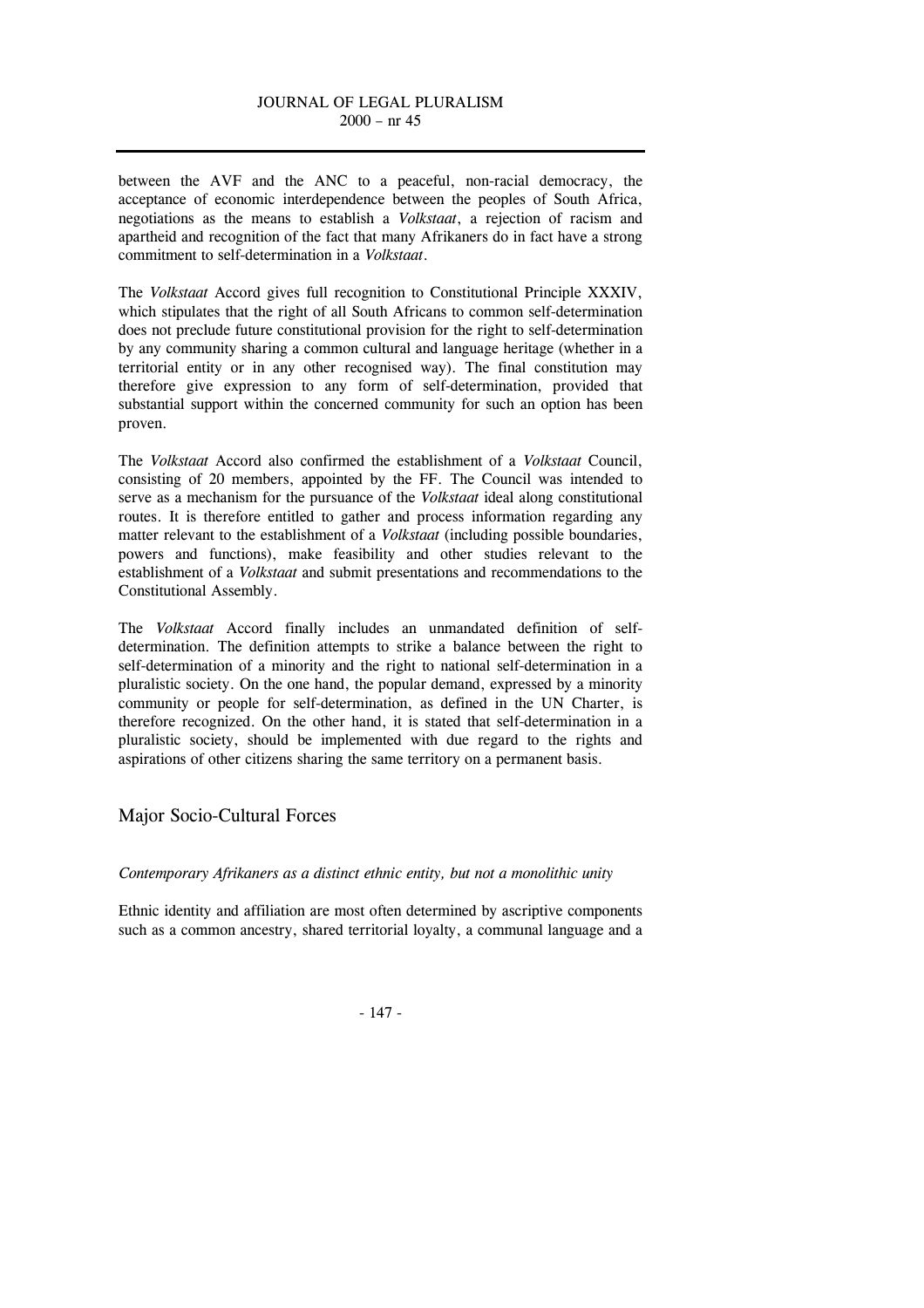between the AVF and the ANC to a peaceful, non-racial democracy, the acceptance of economic interdependence between the peoples of South Africa, negotiations as the means to establish a *Volkstaat*, a rejection of racism and apartheid and recognition of the fact that many Afrikaners do in fact have a strong commitment to self-determination in a *Volkstaat*.

The *Volkstaat* Accord gives full recognition to Constitutional Principle XXXIV, which stipulates that the right of all South Africans to common self-determination does not preclude future constitutional provision for the right to self-determination by any community sharing a common cultural and language heritage (whether in a territorial entity or in any other recognised way). The final constitution may therefore give expression to any form of self-determination, provided that substantial support within the concerned community for such an option has been proven.

The *Volkstaat* Accord also confirmed the establishment of a *Volkstaat* Council, consisting of 20 members, appointed by the FF. The Council was intended to serve as a mechanism for the pursuance of the *Volkstaat* ideal along constitutional routes. It is therefore entitled to gather and process information regarding any matter relevant to the establishment of a *Volkstaat* (including possible boundaries, powers and functions), make feasibility and other studies relevant to the establishment of a *Volkstaat* and submit presentations and recommendations to the Constitutional Assembly.

The *Volkstaat* Accord finally includes an unmandated definition of self-determination. The definition attempts to strike a balance between the right to self-determination of a minority and the right to national self-determination in a pluralistic society. On the one hand, the popular demand, expressed by a minority community or people for self-determination, as defined in the UN Charter, is therefore recognized. On the other hand, it is stated that self-determination in a pluralistic society, should be implemented with due regard to the rights and aspirations of other citizens sharing the same territory on a permanent basis.

## Major Socio-Cultural Forces

*Contemporary Afrikaners as a distinct ethnic entity, but not a monolithic unity*

Ethnic identity and affiliation are most often determined by ascriptive components such as a common ancestry, shared territorial loyalty, a communal language and a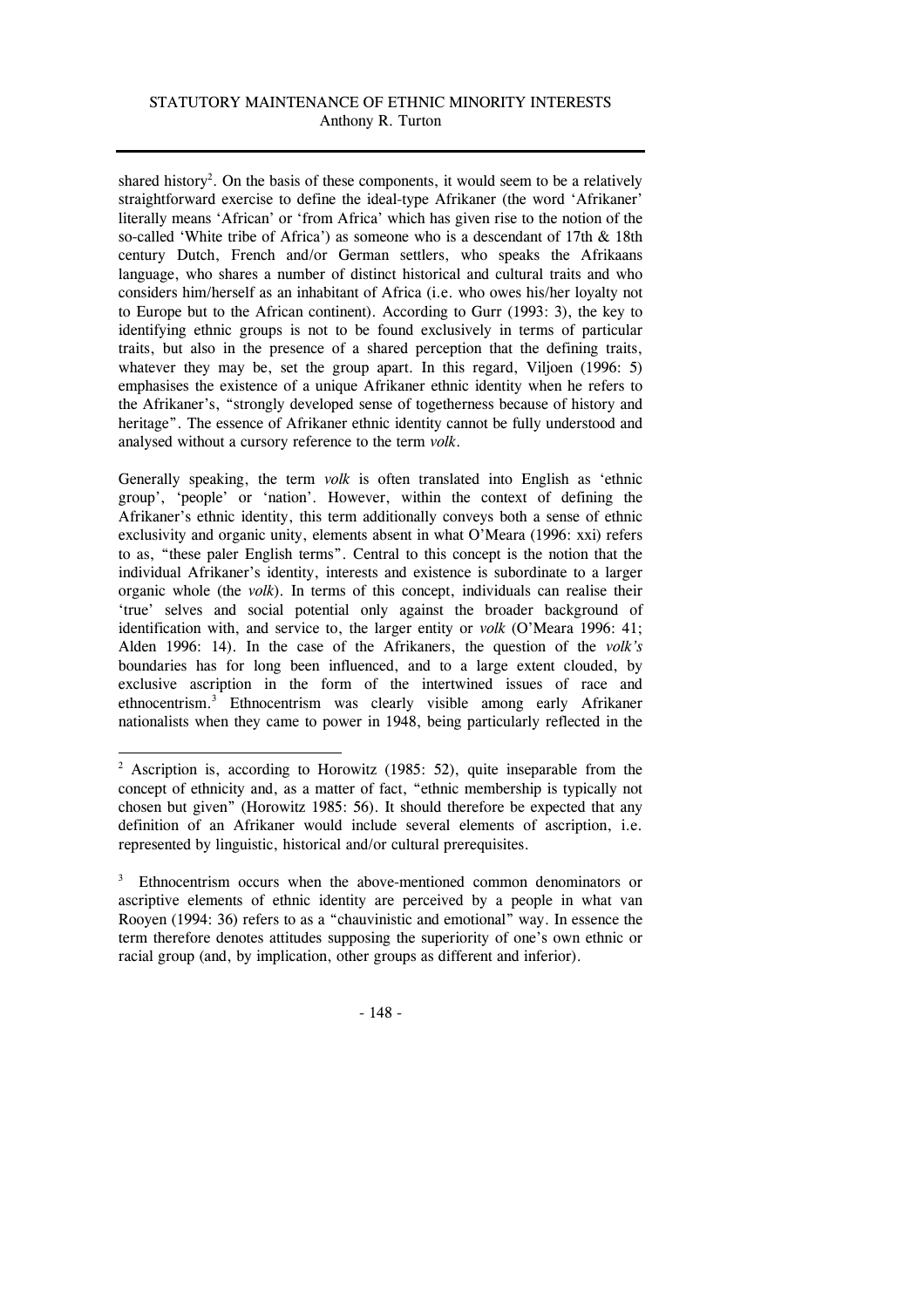shared history[2]. On the basis of these components, it would seem to be a relatively straightforward exercise to define the ideal-type Afrikaner (the word 'Afrikaner' literally means 'African' or 'from Africa' which has given rise to the notion of the so-called 'White tribe of Africa') as someone who is a descendant of 17th & 18th century Dutch, French and/or German settlers, who speaks the Afrikaans language, who shares a number of distinct historical and cultural traits and who considers him/herself as an inhabitant of Africa (i.e. who owes his/her loyalty not to Europe but to the African continent). According to Gurr (1993: 3), the key to identifying ethnic groups is not to be found exclusively in terms of particular traits, but also in the presence of a shared perception that the defining traits, whatever they may be, set the group apart. In this regard, Viljoen (1996: 5) emphasises the existence of a unique Afrikaner ethnic identity when he refers to the Afrikaner's, "strongly developed sense of togetherness because of history and heritage". The essence of Afrikaner ethnic identity cannot be fully understood and analysed without a cursory reference to the term *volk*.

Generally speaking, the term *volk* is often translated into English as 'ethnic group', 'people' or 'nation'. However, within the context of defining the Afrikaner's ethnic identity, this term additionally conveys both a sense of ethnic exclusivity and organic unity, elements absent in what O'Meara (1996: xxi) refers to as, "these paler English terms". Central to this concept is the notion that the individual Afrikaner's identity, interests and existence is subordinate to a larger organic whole (the *volk*). In terms of this concept, individuals can realise their 'true' selves and social potential only against the broader background of identification with, and service to, the larger entity or *volk* (O'Meara 1996: 41; Alden 1996: 14). In the case of the Afrikaners, the question of the *volk's* boundaries has for long been influenced, and to a large extent clouded, by exclusive ascription in the form of the intertwined issues of race and ethnocentrism.[3] Ethnocentrism was clearly visible among early Afrikaner nationalists when they came to power in 1948, being particularly reflected in the

---

[2] Ascription is, according to Horowitz (1985: 52), quite inseparable from the concept of ethnicity and, as a matter of fact, "ethnic membership is typically not chosen but given" (Horowitz 1985: 56). It should therefore be expected that any definition of an Afrikaner would include several elements of ascription, i.e. represented by linguistic, historical and/or cultural prerequisites.

[3] Ethnocentrism occurs when the above-mentioned common denominators or ascriptive elements of ethnic identity are perceived by a people in what van Rooyen (1994: 36) refers to as a "chauvinistic and emotional" way. In essence the term therefore denotes attitudes supposing the superiority of one's own ethnic or racial group (and, by implication, other groups as different and inferior).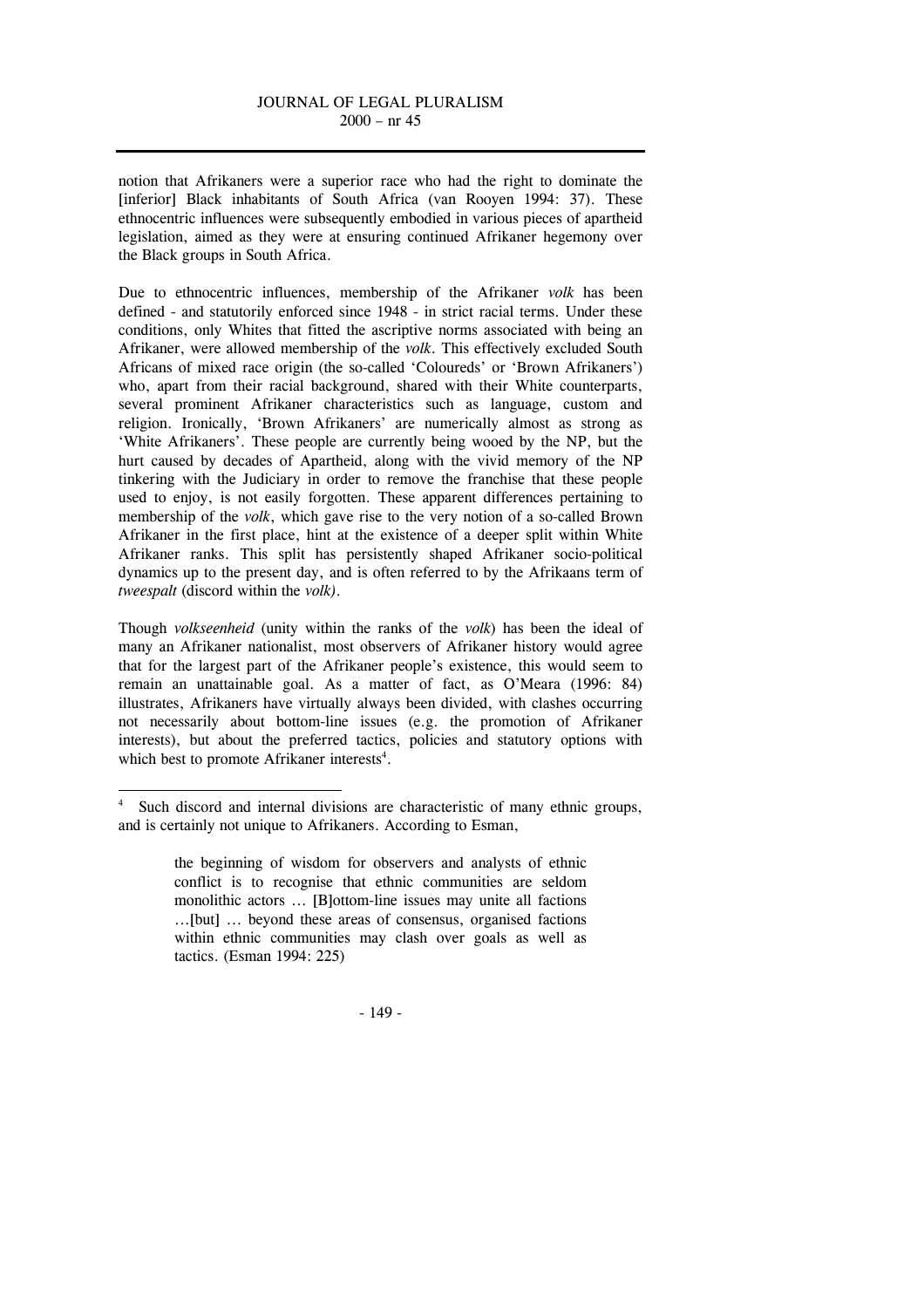notion that Afrikaners were a superior race who had the right to dominate the [inferior] Black inhabitants of South Africa (van Rooyen 1994: 37). These ethnocentric influences were subsequently embodied in various pieces of apartheid legislation, aimed as they were at ensuring continued Afrikaner hegemony over the Black groups in South Africa.

Due to ethnocentric influences, membership of the Afrikaner *volk* has been defined - and statutorily enforced since 1948 - in strict racial terms. Under these conditions, only Whites that fitted the ascriptive norms associated with being an Afrikaner, were allowed membership of the *volk*. This effectively excluded South Africans of mixed race origin (the so-called 'Coloureds' or 'Brown Afrikaners') who, apart from their racial background, shared with their White counterparts, several prominent Afrikaner characteristics such as language, custom and religion. Ironically, 'Brown Afrikaners' are numerically almost as strong as 'White Afrikaners'. These people are currently being wooed by the NP, but the hurt caused by decades of Apartheid, along with the vivid memory of the NP tinkering with the Judiciary in order to remove the franchise that these people used to enjoy, is not easily forgotten. These apparent differences pertaining to membership of the *volk*, which gave rise to the very notion of a so-called Brown Afrikaner in the first place, hint at the existence of a deeper split within White Afrikaner ranks. This split has persistently shaped Afrikaner socio-political dynamics up to the present day, and is often referred to by the Afrikaans term of *tweespalt* (discord within the *volk)*.

Though *volkseenheid* (unity within the ranks of the *volk*) has been the ideal of many an Afrikaner nationalist, most observers of Afrikaner history would agree that for the largest part of the Afrikaner people's existence, this would seem to remain an unattainable goal. As a matter of fact, as O'Meara (1996: 84) illustrates, Afrikaners have virtually always been divided, with clashes occurring not necessarily about bottom-line issues (e.g. the promotion of Afrikaner interests), but about the preferred tactics, policies and statutory options with which best to promote Afrikaner interests[4].

---

[4] Such discord and internal divisions are characteristic of many ethnic groups, and is certainly not unique to Afrikaners. According to Esman,

> the beginning of wisdom for observers and analysts of ethnic conflict is to recognise that ethnic communities are seldom monolithic actors … [B]ottom-line issues may unite all factions …[but] … beyond these areas of consensus, organised factions within ethnic communities may clash over goals as well as tactics. (Esman 1994: 225)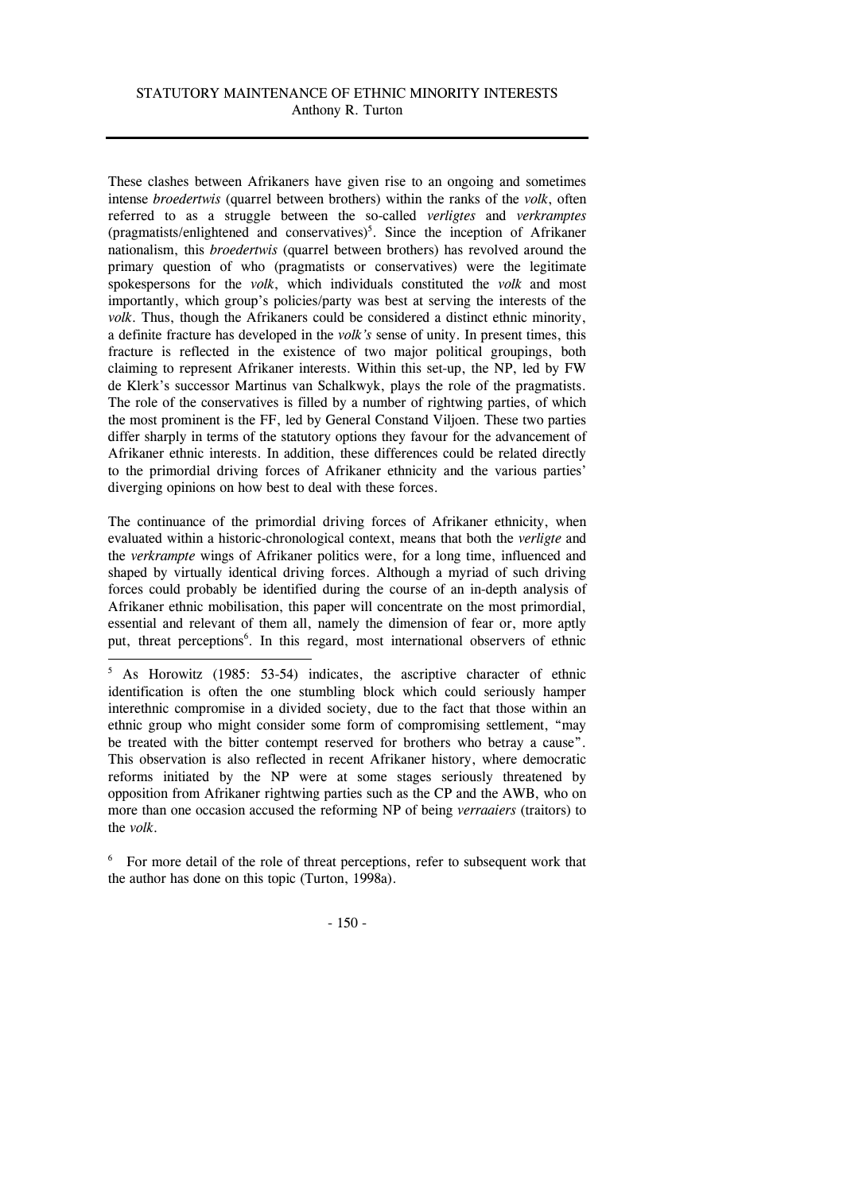These clashes between Afrikaners have given rise to an ongoing and sometimes intense *broedertwis* (quarrel between brothers) within the ranks of the *volk*, often referred to as a struggle between the so-called *verligtes* and *verkramptes* (pragmatists/enlightened and conservatives)[5]. Since the inception of Afrikaner nationalism, this *broedertwis* (quarrel between brothers) has revolved around the primary question of who (pragmatists or conservatives) were the legitimate spokespersons for the *volk*, which individuals constituted the *volk* and most importantly, which group's policies/party was best at serving the interests of the *volk*. Thus, though the Afrikaners could be considered a distinct ethnic minority, a definite fracture has developed in the *volk's* sense of unity. In present times, this fracture is reflected in the existence of two major political groupings, both claiming to represent Afrikaner interests. Within this set-up, the NP, led by FW de Klerk's successor Martinus van Schalkwyk, plays the role of the pragmatists. The role of the conservatives is filled by a number of rightwing parties, of which the most prominent is the FF, led by General Constand Viljoen. These two parties differ sharply in terms of the statutory options they favour for the advancement of Afrikaner ethnic interests. In addition, these differences could be related directly to the primordial driving forces of Afrikaner ethnicity and the various parties' diverging opinions on how best to deal with these forces.

The continuance of the primordial driving forces of Afrikaner ethnicity, when evaluated within a historic-chronological context, means that both the *verligte* and the *verkrampte* wings of Afrikaner politics were, for a long time, influenced and shaped by virtually identical driving forces. Although a myriad of such driving forces could probably be identified during the course of an in-depth analysis of Afrikaner ethnic mobilisation, this paper will concentrate on the most primordial, essential and relevant of them all, namely the dimension of fear or, more aptly put, threat perceptions[6]. In this regard, most international observers of ethnic

[5] As Horowitz (1985: 53-54) indicates, the ascriptive character of ethnic identification is often the one stumbling block which could seriously hamper interethnic compromise in a divided society, due to the fact that those within an ethnic group who might consider some form of compromising settlement, "may be treated with the bitter contempt reserved for brothers who betray a cause". This observation is also reflected in recent Afrikaner history, where democratic reforms initiated by the NP were at some stages seriously threatened by opposition from Afrikaner rightwing parties such as the CP and the AWB, who on more than one occasion accused the reforming NP of being *verraaiers* (traitors) to the *volk*.

[6] For more detail of the role of threat perceptions, refer to subsequent work that the author has done on this topic (Turton, 1998a).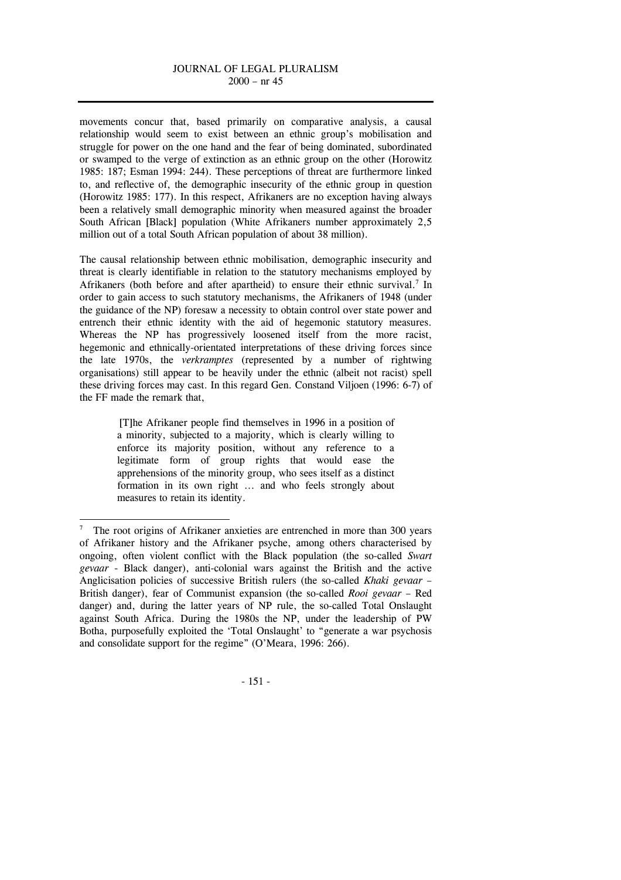movements concur that, based primarily on comparative analysis, a causal relationship would seem to exist between an ethnic group's mobilisation and struggle for power on the one hand and the fear of being dominated, subordinated or swamped to the verge of extinction as an ethnic group on the other (Horowitz 1985: 187; Esman 1994: 244). These perceptions of threat are furthermore linked to, and reflective of, the demographic insecurity of the ethnic group in question (Horowitz 1985: 177). In this respect, Afrikaners are no exception having always been a relatively small demographic minority when measured against the broader South African [Black] population (White Afrikaners number approximately 2,5 million out of a total South African population of about 38 million).

The causal relationship between ethnic mobilisation, demographic insecurity and threat is clearly identifiable in relation to the statutory mechanisms employed by Afrikaners (both before and after apartheid) to ensure their ethnic survival.[7] In order to gain access to such statutory mechanisms, the Afrikaners of 1948 (under the guidance of the NP) foresaw a necessity to obtain control over state power and entrench their ethnic identity with the aid of hegemonic statutory measures. Whereas the NP has progressively loosened itself from the more racist, hegemonic and ethnically-orientated interpretations of these driving forces since the late 1970s, the *verkramptes* (represented by a number of rightwing organisations) still appear to be heavily under the ethnic (albeit not racist) spell these driving forces may cast. In this regard Gen. Constand Viljoen (1996: 6-7) of the FF made the remark that,

> [T]he Afrikaner people find themselves in 1996 in a position of a minority, subjected to a majority, which is clearly willing to enforce its majority position, without any reference to a legitimate form of group rights that would ease the apprehensions of the minority group, who sees itself as a distinct formation in its own right … and who feels strongly about measures to retain its identity.

[7] The root origins of Afrikaner anxieties are entrenched in more than 300 years of Afrikaner history and the Afrikaner psyche, among others characterised by ongoing, often violent conflict with the Black population (the so-called *Swart gevaar* - Black danger), anti-colonial wars against the British and the active Anglicisation policies of successive British rulers (the so-called *Khaki gevaar* – British danger), fear of Communist expansion (the so-called *Rooi gevaar* – Red danger) and, during the latter years of NP rule, the so-called Total Onslaught against South Africa. During the 1980s the NP, under the leadership of PW Botha, purposefully exploited the 'Total Onslaught' to "generate a war psychosis and consolidate support for the regime" (O'Meara, 1996: 266).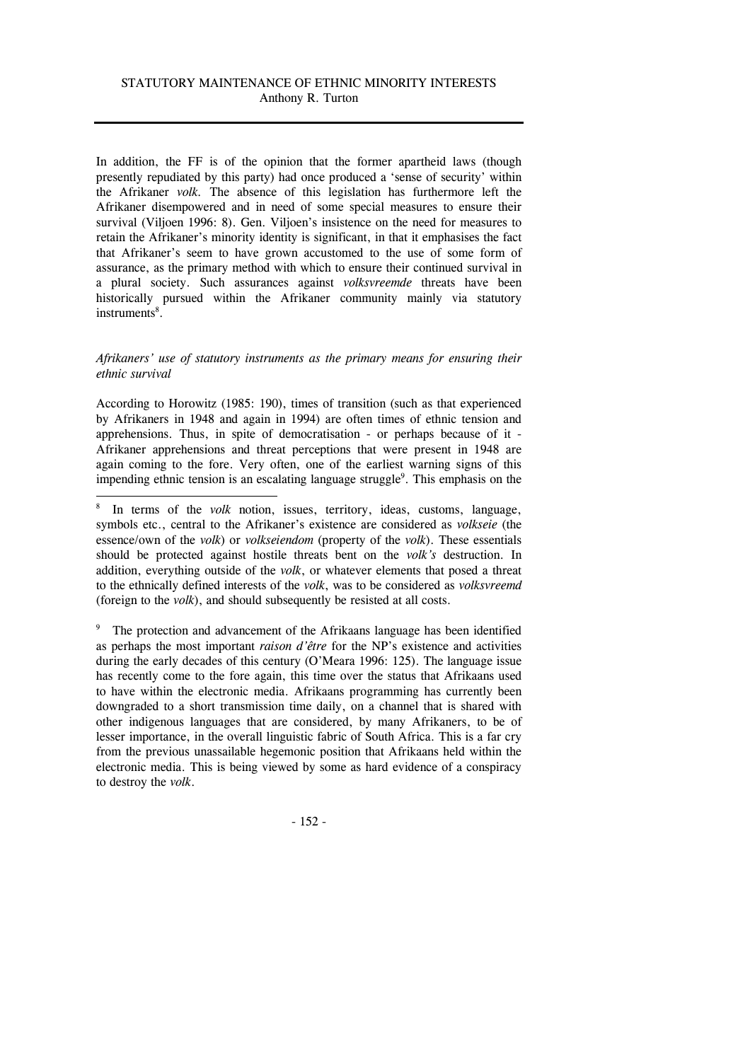In addition, the FF is of the opinion that the former apartheid laws (though presently repudiated by this party) had once produced a 'sense of security' within the Afrikaner *volk*. The absence of this legislation has furthermore left the Afrikaner disempowered and in need of some special measures to ensure their survival (Viljoen 1996: 8). Gen. Viljoen's insistence on the need for measures to retain the Afrikaner's minority identity is significant, in that it emphasises the fact that Afrikaner's seem to have grown accustomed to the use of some form of assurance, as the primary method with which to ensure their continued survival in a plural society. Such assurances against *volksvreemde* threats have been historically pursued within the Afrikaner community mainly via statutory instruments[8].

*Afrikaners' use of statutory instruments as the primary means for ensuring their ethnic survival*

According to Horowitz (1985: 190), times of transition (such as that experienced by Afrikaners in 1948 and again in 1994) are often times of ethnic tension and apprehensions. Thus, in spite of democratisation - or perhaps because of it - Afrikaner apprehensions and threat perceptions that were present in 1948 are again coming to the fore. Very often, one of the earliest warning signs of this impending ethnic tension is an escalating language struggle[9]. This emphasis on the

---

[8] In terms of the *volk* notion, issues, territory, ideas, customs, language, symbols etc., central to the Afrikaner's existence are considered as *volkseie* (the essence/own of the *volk*) or *volkseiendom* (property of the *volk*). These essentials should be protected against hostile threats bent on the *volk's* destruction. In addition, everything outside of the *volk*, or whatever elements that posed a threat to the ethnically defined interests of the *volk*, was to be considered as *volksvreemd* (foreign to the *volk*), and should subsequently be resisted at all costs.

[9] The protection and advancement of the Afrikaans language has been identified as perhaps the most important *raison d'être* for the NP's existence and activities during the early decades of this century (O'Meara 1996: 125). The language issue has recently come to the fore again, this time over the status that Afrikaans used to have within the electronic media. Afrikaans programming has currently been downgraded to a short transmission time daily, on a channel that is shared with other indigenous languages that are considered, by many Afrikaners, to be of lesser importance, in the overall linguistic fabric of South Africa. This is a far cry from the previous unassailable hegemonic position that Afrikaans held within the electronic media. This is being viewed by some as hard evidence of a conspiracy to destroy the *volk*.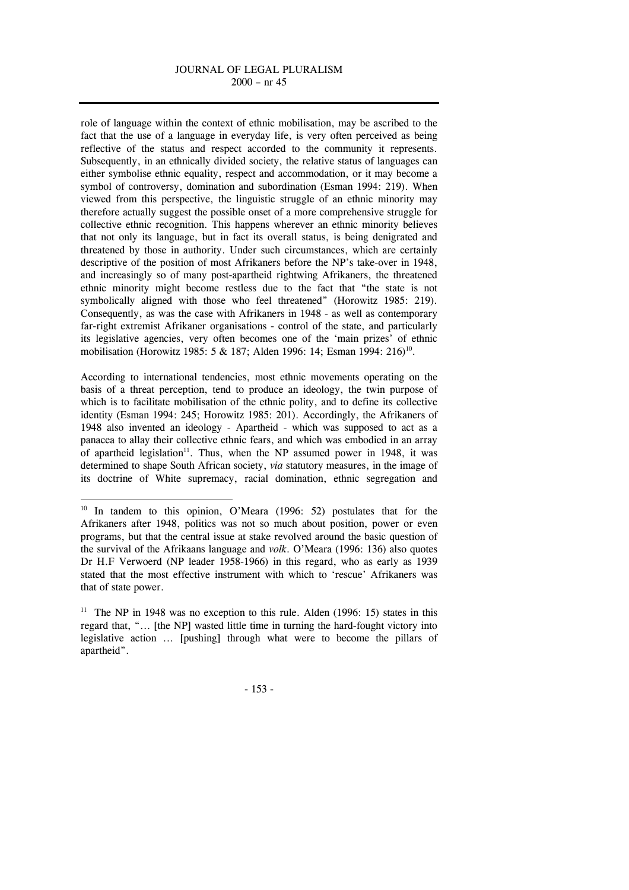role of language within the context of ethnic mobilisation, may be ascribed to the fact that the use of a language in everyday life, is very often perceived as being reflective of the status and respect accorded to the community it represents. Subsequently, in an ethnically divided society, the relative status of languages can either symbolise ethnic equality, respect and accommodation, or it may become a symbol of controversy, domination and subordination (Esman 1994: 219). When viewed from this perspective, the linguistic struggle of an ethnic minority may therefore actually suggest the possible onset of a more comprehensive struggle for collective ethnic recognition. This happens wherever an ethnic minority believes that not only its language, but in fact its overall status, is being denigrated and threatened by those in authority. Under such circumstances, which are certainly descriptive of the position of most Afrikaners before the NP's take-over in 1948, and increasingly so of many post-apartheid rightwing Afrikaners, the threatened ethnic minority might become restless due to the fact that "the state is not symbolically aligned with those who feel threatened" (Horowitz 1985: 219). Consequently, as was the case with Afrikaners in 1948 - as well as contemporary far-right extremist Afrikaner organisations - control of the state, and particularly its legislative agencies, very often becomes one of the 'main prizes' of ethnic mobilisation (Horowitz 1985: 5 & 187; Alden 1996: 14; Esman 1994: 216)[10].

According to international tendencies, most ethnic movements operating on the basis of a threat perception, tend to produce an ideology, the twin purpose of which is to facilitate mobilisation of the ethnic polity, and to define its collective identity (Esman 1994: 245; Horowitz 1985: 201). Accordingly, the Afrikaners of 1948 also invented an ideology - Apartheid - which was supposed to act as a panacea to allay their collective ethnic fears, and which was embodied in an array of apartheid legislation[11]. Thus, when the NP assumed power in 1948, it was determined to shape South African society, *via* statutory measures, in the image of its doctrine of White supremacy, racial domination, ethnic segregation and

---

[10] In tandem to this opinion, O'Meara (1996: 52) postulates that for the Afrikaners after 1948, politics was not so much about position, power or even programs, but that the central issue at stake revolved around the basic question of the survival of the Afrikaans language and *volk*. O'Meara (1996: 136) also quotes Dr H.F Verwoerd (NP leader 1958-1966) in this regard, who as early as 1939 stated that the most effective instrument with which to 'rescue' Afrikaners was that of state power.

[11] The NP in 1948 was no exception to this rule. Alden (1996: 15) states in this regard that, "… [the NP] wasted little time in turning the hard-fought victory into legislative action … [pushing] through what were to become the pillars of apartheid".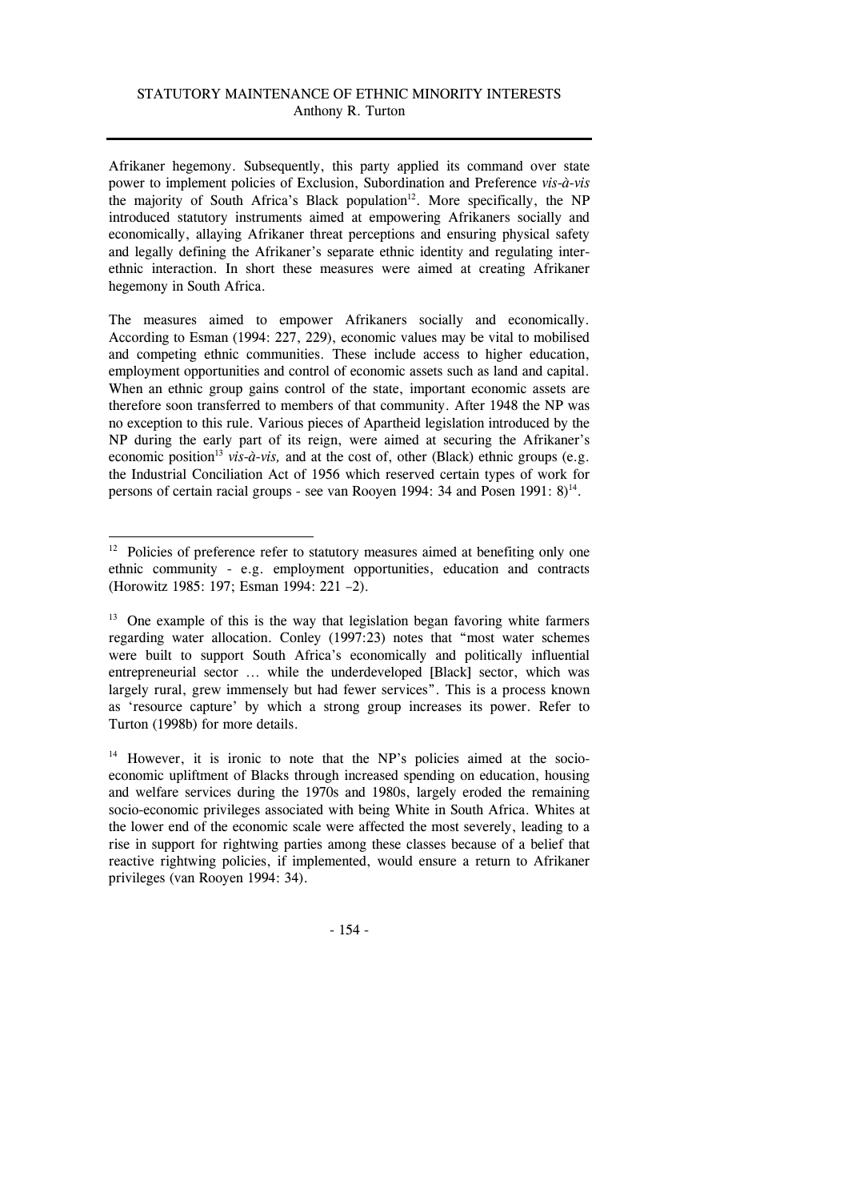Afrikaner hegemony. Subsequently, this party applied its command over state power to implement policies of Exclusion, Subordination and Preference *vis-à-vis* the majority of South Africa's Black population[12]. More specifically, the NP introduced statutory instruments aimed at empowering Afrikaners socially and economically, allaying Afrikaner threat perceptions and ensuring physical safety and legally defining the Afrikaner's separate ethnic identity and regulating inter-ethnic interaction. In short these measures were aimed at creating Afrikaner hegemony in South Africa.

The measures aimed to empower Afrikaners socially and economically. According to Esman (1994: 227, 229), economic values may be vital to mobilised and competing ethnic communities. These include access to higher education, employment opportunities and control of economic assets such as land and capital. When an ethnic group gains control of the state, important economic assets are therefore soon transferred to members of that community. After 1948 the NP was no exception to this rule. Various pieces of Apartheid legislation introduced by the NP during the early part of its reign, were aimed at securing the Afrikaner's economic position[13] *vis-à-vis,* and at the cost of, other (Black) ethnic groups (e.g. the Industrial Conciliation Act of 1956 which reserved certain types of work for persons of certain racial groups - see van Rooyen 1994: 34 and Posen 1991: 8)[14].

---

[12] Policies of preference refer to statutory measures aimed at benefiting only one ethnic community - e.g. employment opportunities, education and contracts (Horowitz 1985: 197; Esman 1994: 221 –2).

[13] One example of this is the way that legislation began favoring white farmers regarding water allocation. Conley (1997:23) notes that "most water schemes were built to support South Africa's economically and politically influential entrepreneurial sector … while the underdeveloped [Black] sector, which was largely rural, grew immensely but had fewer services". This is a process known as 'resource capture' by which a strong group increases its power. Refer to Turton (1998b) for more details.

[14] However, it is ironic to note that the NP's policies aimed at the socio-economic upliftment of Blacks through increased spending on education, housing and welfare services during the 1970s and 1980s, largely eroded the remaining socio-economic privileges associated with being White in South Africa. Whites at the lower end of the economic scale were affected the most severely, leading to a rise in support for rightwing parties among these classes because of a belief that reactive rightwing policies, if implemented, would ensure a return to Afrikaner privileges (van Rooyen 1994: 34).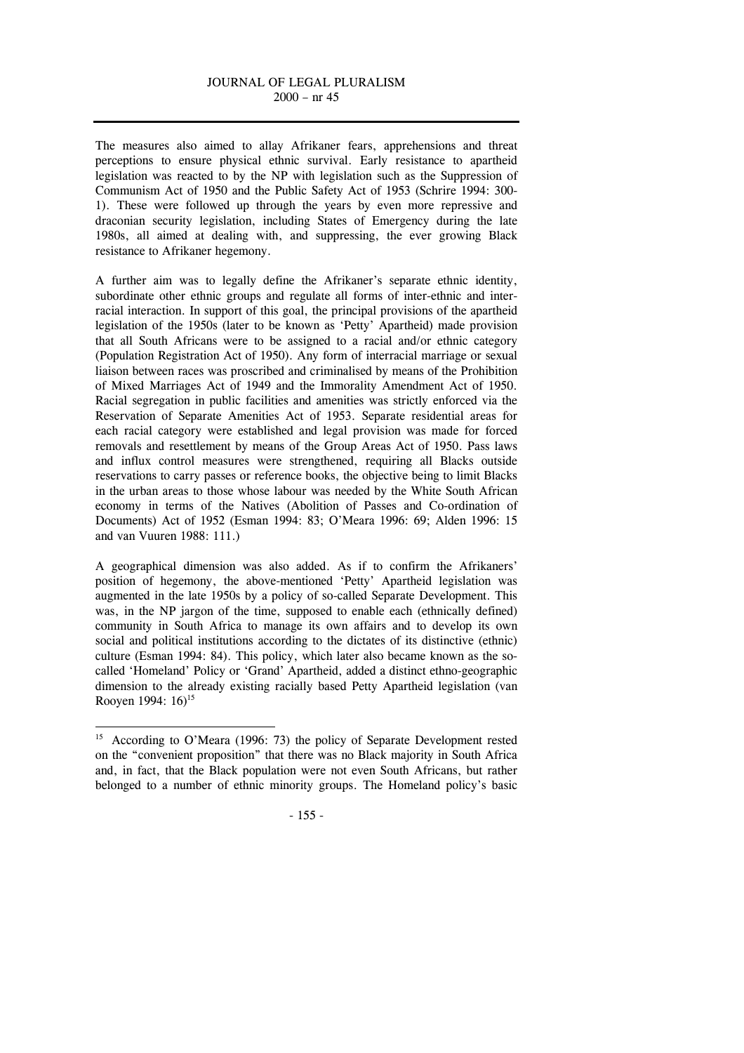The measures also aimed to allay Afrikaner fears, apprehensions and threat perceptions to ensure physical ethnic survival. Early resistance to apartheid legislation was reacted to by the NP with legislation such as the Suppression of Communism Act of 1950 and the Public Safety Act of 1953 (Schrire 1994: 300-1). These were followed up through the years by even more repressive and draconian security legislation, including States of Emergency during the late 1980s, all aimed at dealing with, and suppressing, the ever growing Black resistance to Afrikaner hegemony.

A further aim was to legally define the Afrikaner's separate ethnic identity, subordinate other ethnic groups and regulate all forms of inter-ethnic and inter-racial interaction. In support of this goal, the principal provisions of the apartheid legislation of the 1950s (later to be known as 'Petty' Apartheid) made provision that all South Africans were to be assigned to a racial and/or ethnic category (Population Registration Act of 1950). Any form of interracial marriage or sexual liaison between races was proscribed and criminalised by means of the Prohibition of Mixed Marriages Act of 1949 and the Immorality Amendment Act of 1950. Racial segregation in public facilities and amenities was strictly enforced via the Reservation of Separate Amenities Act of 1953. Separate residential areas for each racial category were established and legal provision was made for forced removals and resettlement by means of the Group Areas Act of 1950. Pass laws and influx control measures were strengthened, requiring all Blacks outside reservations to carry passes or reference books, the objective being to limit Blacks in the urban areas to those whose labour was needed by the White South African economy in terms of the Natives (Abolition of Passes and Co-ordination of Documents) Act of 1952 (Esman 1994: 83; O'Meara 1996: 69; Alden 1996: 15 and van Vuuren 1988: 111.)

A geographical dimension was also added. As if to confirm the Afrikaners' position of hegemony, the above-mentioned 'Petty' Apartheid legislation was augmented in the late 1950s by a policy of so-called Separate Development. This was, in the NP jargon of the time, supposed to enable each (ethnically defined) community in South Africa to manage its own affairs and to develop its own social and political institutions according to the dictates of its distinctive (ethnic) culture (Esman 1994: 84). This policy, which later also became known as the so-called 'Homeland' Policy or 'Grand' Apartheid, added a distinct ethno-geographic dimension to the already existing racially based Petty Apartheid legislation (van Rooyen 1994: 16)[15]

---

[15] According to O'Meara (1996: 73) the policy of Separate Development rested on the "convenient proposition" that there was no Black majority in South Africa and, in fact, that the Black population were not even South Africans, but rather belonged to a number of ethnic minority groups. The Homeland policy's basic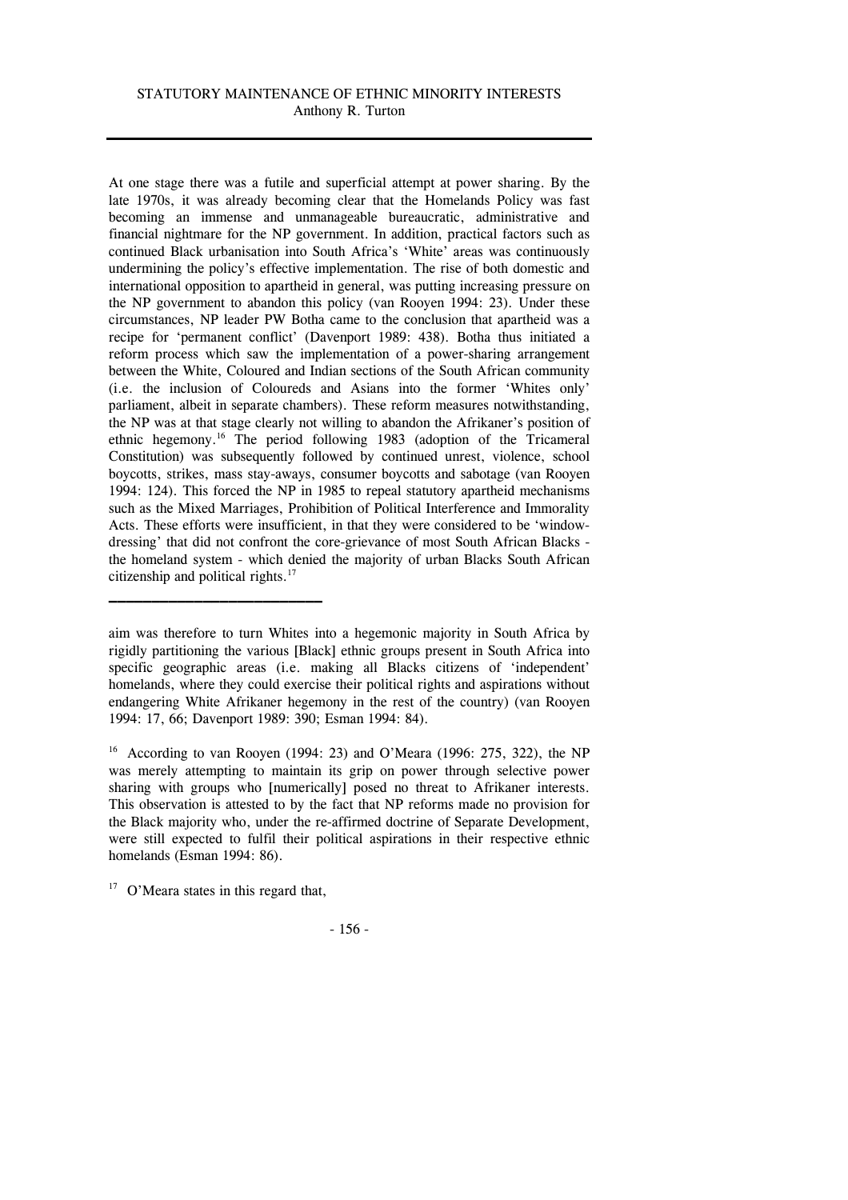At one stage there was a futile and superficial attempt at power sharing. By the late 1970s, it was already becoming clear that the Homelands Policy was fast becoming an immense and unmanageable bureaucratic, administrative and financial nightmare for the NP government. In addition, practical factors such as continued Black urbanisation into South Africa's 'White' areas was continuously undermining the policy's effective implementation. The rise of both domestic and international opposition to apartheid in general, was putting increasing pressure on the NP government to abandon this policy (van Rooyen 1994: 23). Under these circumstances, NP leader PW Botha came to the conclusion that apartheid was a recipe for 'permanent conflict' (Davenport 1989: 438). Botha thus initiated a reform process which saw the implementation of a power-sharing arrangement between the White, Coloured and Indian sections of the South African community (i.e. the inclusion of Coloureds and Asians into the former 'Whites only' parliament, albeit in separate chambers). These reform measures notwithstanding, the NP was at that stage clearly not willing to abandon the Afrikaner's position of ethnic hegemony.[16] The period following 1983 (adoption of the Tricameral Constitution) was subsequently followed by continued unrest, violence, school boycotts, strikes, mass stay-aways, consumer boycotts and sabotage (van Rooyen 1994: 124). This forced the NP in 1985 to repeal statutory apartheid mechanisms such as the Mixed Marriages, Prohibition of Political Interference and Immorality Acts. These efforts were insufficient, in that they were considered to be 'window-dressing' that did not confront the core-grievance of most South African Blacks - the homeland system - which denied the majority of urban Blacks South African citizenship and political rights.[17]

---

aim was therefore to turn Whites into a hegemonic majority in South Africa by rigidly partitioning the various [Black] ethnic groups present in South Africa into specific geographic areas (i.e. making all Blacks citizens of 'independent' homelands, where they could exercise their political rights and aspirations without endangering White Afrikaner hegemony in the rest of the country) (van Rooyen 1994: 17, 66; Davenport 1989: 390; Esman 1994: 84).

[16] According to van Rooyen (1994: 23) and O'Meara (1996: 275, 322), the NP was merely attempting to maintain its grip on power through selective power sharing with groups who [numerically] posed no threat to Afrikaner interests. This observation is attested to by the fact that NP reforms made no provision for the Black majority who, under the re-affirmed doctrine of Separate Development, were still expected to fulfil their political aspirations in their respective ethnic homelands (Esman 1994: 86).

[17] O'Meara states in this regard that,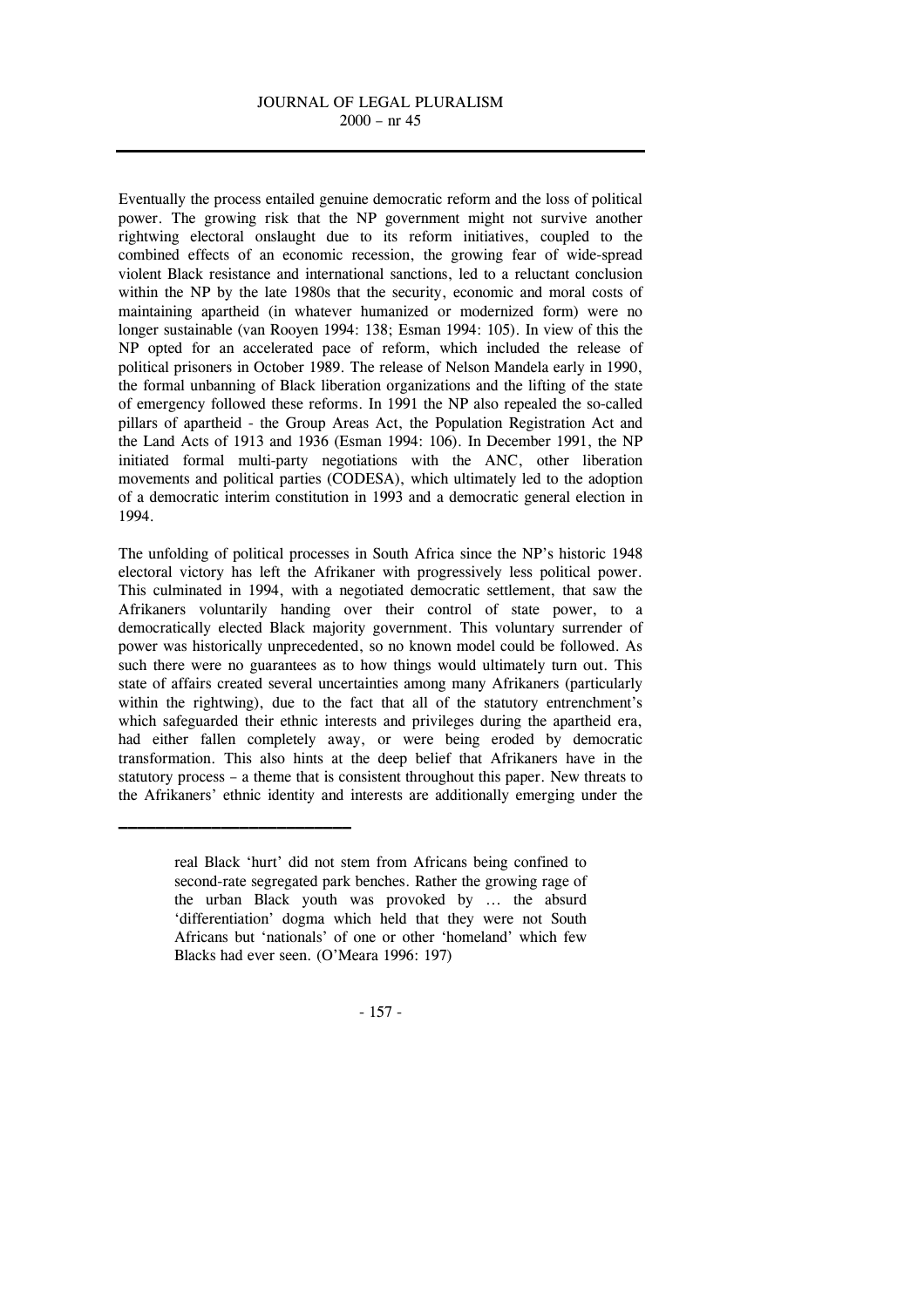Eventually the process entailed genuine democratic reform and the loss of political power. The growing risk that the NP government might not survive another rightwing electoral onslaught due to its reform initiatives, coupled to the combined effects of an economic recession, the growing fear of wide-spread violent Black resistance and international sanctions, led to a reluctant conclusion within the NP by the late 1980s that the security, economic and moral costs of maintaining apartheid (in whatever humanized or modernized form) were no longer sustainable (van Rooyen 1994: 138; Esman 1994: 105). In view of this the NP opted for an accelerated pace of reform, which included the release of political prisoners in October 1989. The release of Nelson Mandela early in 1990, the formal unbanning of Black liberation organizations and the lifting of the state of emergency followed these reforms. In 1991 the NP also repealed the so-called pillars of apartheid - the Group Areas Act, the Population Registration Act and the Land Acts of 1913 and 1936 (Esman 1994: 106). In December 1991, the NP initiated formal multi-party negotiations with the ANC, other liberation movements and political parties (CODESA), which ultimately led to the adoption of a democratic interim constitution in 1993 and a democratic general election in 1994.

The unfolding of political processes in South Africa since the NP's historic 1948 electoral victory has left the Afrikaner with progressively less political power. This culminated in 1994, with a negotiated democratic settlement, that saw the Afrikaners voluntarily handing over their control of state power, to a democratically elected Black majority government. This voluntary surrender of power was historically unprecedented, so no known model could be followed. As such there were no guarantees as to how things would ultimately turn out. This state of affairs created several uncertainties among many Afrikaners (particularly within the rightwing), due to the fact that all of the statutory entrenchment's which safeguarded their ethnic interests and privileges during the apartheid era, had either fallen completely away, or were being eroded by democratic transformation. This also hints at the deep belief that Afrikaners have in the statutory process – a theme that is consistent throughout this paper. New threats to the Afrikaners' ethnic identity and interests are additionally emerging under the

---

> real Black 'hurt' did not stem from Africans being confined to second-rate segregated park benches. Rather the growing rage of the urban Black youth was provoked by … the absurd 'differentiation' dogma which held that they were not South Africans but 'nationals' of one or other 'homeland' which few Blacks had ever seen. (O'Meara 1996: 197)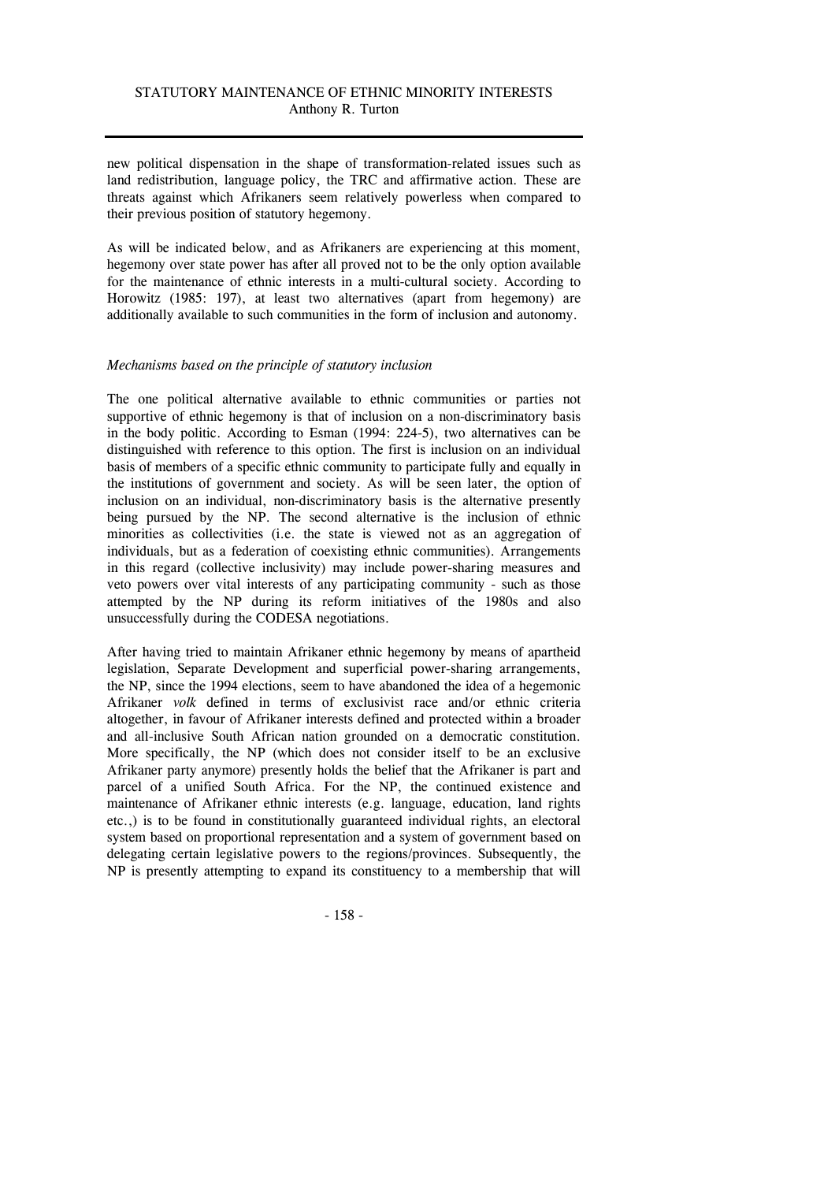new political dispensation in the shape of transformation-related issues such as land redistribution, language policy, the TRC and affirmative action. These are threats against which Afrikaners seem relatively powerless when compared to their previous position of statutory hegemony.

As will be indicated below, and as Afrikaners are experiencing at this moment, hegemony over state power has after all proved not to be the only option available for the maintenance of ethnic interests in a multi-cultural society. According to Horowitz (1985: 197), at least two alternatives (apart from hegemony) are additionally available to such communities in the form of inclusion and autonomy.

*Mechanisms based on the principle of statutory inclusion*

The one political alternative available to ethnic communities or parties not supportive of ethnic hegemony is that of inclusion on a non-discriminatory basis in the body politic. According to Esman (1994: 224-5), two alternatives can be distinguished with reference to this option. The first is inclusion on an individual basis of members of a specific ethnic community to participate fully and equally in the institutions of government and society. As will be seen later, the option of inclusion on an individual, non-discriminatory basis is the alternative presently being pursued by the NP. The second alternative is the inclusion of ethnic minorities as collectivities (i.e. the state is viewed not as an aggregation of individuals, but as a federation of coexisting ethnic communities). Arrangements in this regard (collective inclusivity) may include power-sharing measures and veto powers over vital interests of any participating community - such as those attempted by the NP during its reform initiatives of the 1980s and also unsuccessfully during the CODESA negotiations.

After having tried to maintain Afrikaner ethnic hegemony by means of apartheid legislation, Separate Development and superficial power-sharing arrangements, the NP, since the 1994 elections, seem to have abandoned the idea of a hegemonic Afrikaner *volk* defined in terms of exclusivist race and/or ethnic criteria altogether, in favour of Afrikaner interests defined and protected within a broader and all-inclusive South African nation grounded on a democratic constitution. More specifically, the NP (which does not consider itself to be an exclusive Afrikaner party anymore) presently holds the belief that the Afrikaner is part and parcel of a unified South Africa. For the NP, the continued existence and maintenance of Afrikaner ethnic interests (e.g. language, education, land rights etc.,) is to be found in constitutionally guaranteed individual rights, an electoral system based on proportional representation and a system of government based on delegating certain legislative powers to the regions/provinces. Subsequently, the NP is presently attempting to expand its constituency to a membership that will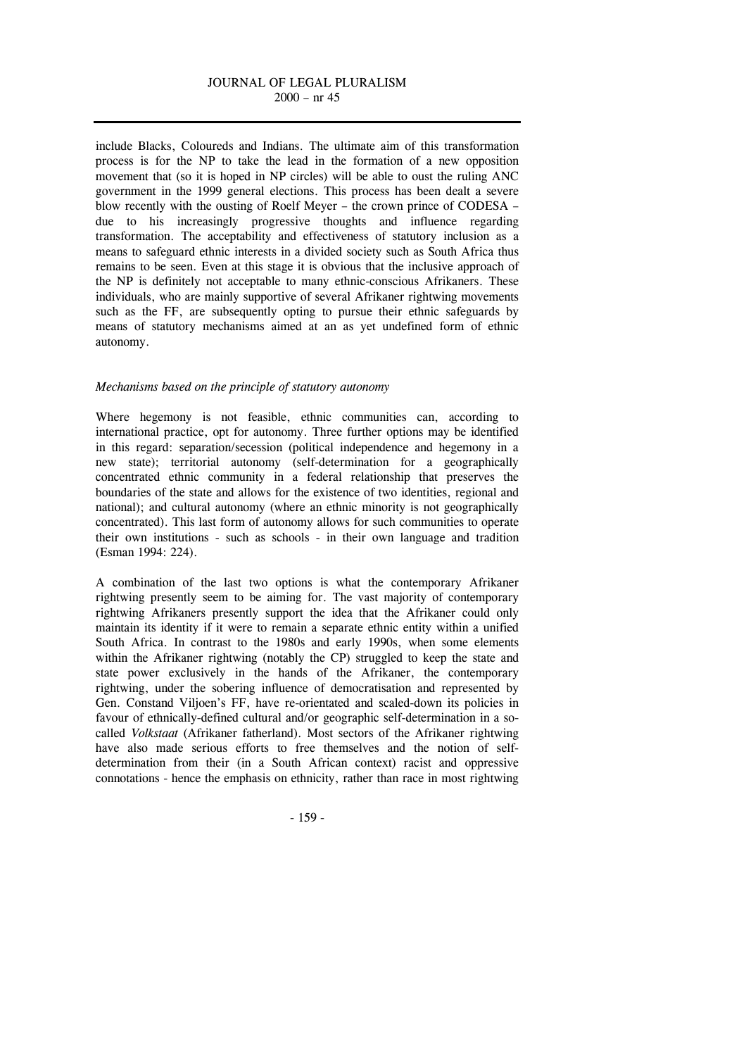include Blacks, Coloureds and Indians. The ultimate aim of this transformation process is for the NP to take the lead in the formation of a new opposition movement that (so it is hoped in NP circles) will be able to oust the ruling ANC government in the 1999 general elections. This process has been dealt a severe blow recently with the ousting of Roelf Meyer – the crown prince of CODESA – due to his increasingly progressive thoughts and influence regarding transformation. The acceptability and effectiveness of statutory inclusion as a means to safeguard ethnic interests in a divided society such as South Africa thus remains to be seen. Even at this stage it is obvious that the inclusive approach of the NP is definitely not acceptable to many ethnic-conscious Afrikaners. These individuals, who are mainly supportive of several Afrikaner rightwing movements such as the FF, are subsequently opting to pursue their ethnic safeguards by means of statutory mechanisms aimed at an as yet undefined form of ethnic autonomy.

*Mechanisms based on the principle of statutory autonomy*

Where hegemony is not feasible, ethnic communities can, according to international practice, opt for autonomy. Three further options may be identified in this regard: separation/secession (political independence and hegemony in a new state); territorial autonomy (self-determination for a geographically concentrated ethnic community in a federal relationship that preserves the boundaries of the state and allows for the existence of two identities, regional and national); and cultural autonomy (where an ethnic minority is not geographically concentrated). This last form of autonomy allows for such communities to operate their own institutions - such as schools - in their own language and tradition (Esman 1994: 224).

A combination of the last two options is what the contemporary Afrikaner rightwing presently seem to be aiming for. The vast majority of contemporary rightwing Afrikaners presently support the idea that the Afrikaner could only maintain its identity if it were to remain a separate ethnic entity within a unified South Africa. In contrast to the 1980s and early 1990s, when some elements within the Afrikaner rightwing (notably the CP) struggled to keep the state and state power exclusively in the hands of the Afrikaner, the contemporary rightwing, under the sobering influence of democratisation and represented by Gen. Constand Viljoen's FF, have re-orientated and scaled-down its policies in favour of ethnically-defined cultural and/or geographic self-determination in a so-called *Volkstaat* (Afrikaner fatherland). Most sectors of the Afrikaner rightwing have also made serious efforts to free themselves and the notion of self-determination from their (in a South African context) racist and oppressive connotations - hence the emphasis on ethnicity, rather than race in most rightwing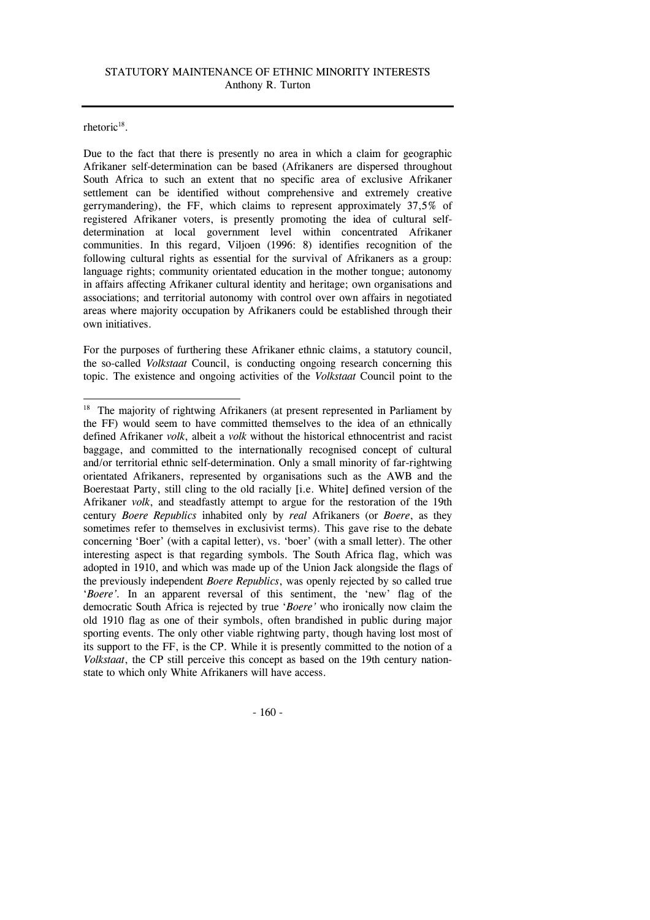rhetoric[18].

Due to the fact that there is presently no area in which a claim for geographic Afrikaner self-determination can be based (Afrikaners are dispersed throughout South Africa to such an extent that no specific area of exclusive Afrikaner settlement can be identified without comprehensive and extremely creative gerrymandering), the FF, which claims to represent approximately 37,5% of registered Afrikaner voters, is presently promoting the idea of cultural self-determination at local government level within concentrated Afrikaner communities. In this regard, Viljoen (1996: 8) identifies recognition of the following cultural rights as essential for the survival of Afrikaners as a group: language rights; community orientated education in the mother tongue; autonomy in affairs affecting Afrikaner cultural identity and heritage; own organisations and associations; and territorial autonomy with control over own affairs in negotiated areas where majority occupation by Afrikaners could be established through their own initiatives.

For the purposes of furthering these Afrikaner ethnic claims, a statutory council, the so-called *Volkstaat* Council, is conducting ongoing research concerning this topic. The existence and ongoing activities of the *Volkstaat* Council point to the

---

[18] The majority of rightwing Afrikaners (at present represented in Parliament by the FF) would seem to have committed themselves to the idea of an ethnically defined Afrikaner *volk*, albeit a *volk* without the historical ethnocentrist and racist baggage, and committed to the internationally recognised concept of cultural and/or territorial ethnic self-determination. Only a small minority of far-rightwing orientated Afrikaners, represented by organisations such as the AWB and the Boerestaat Party, still cling to the old racially [i.e. White] defined version of the Afrikaner *volk*, and steadfastly attempt to argue for the restoration of the 19th century *Boere Republics* inhabited only by *real* Afrikaners (or *Boere*, as they sometimes refer to themselves in exclusivist terms). This gave rise to the debate concerning 'Boer' (with a capital letter), vs. 'boer' (with a small letter). The other interesting aspect is that regarding symbols. The South Africa flag, which was adopted in 1910, and which was made up of the Union Jack alongside the flags of the previously independent *Boere Republics*, was openly rejected by so called true '*Boere'*. In an apparent reversal of this sentiment, the 'new' flag of the democratic South Africa is rejected by true '*Boere'* who ironically now claim the old 1910 flag as one of their symbols, often brandished in public during major sporting events. The only other viable rightwing party, though having lost most of its support to the FF, is the CP. While it is presently committed to the notion of a *Volkstaat*, the CP still perceive this concept as based on the 19th century nation-state to which only White Afrikaners will have access.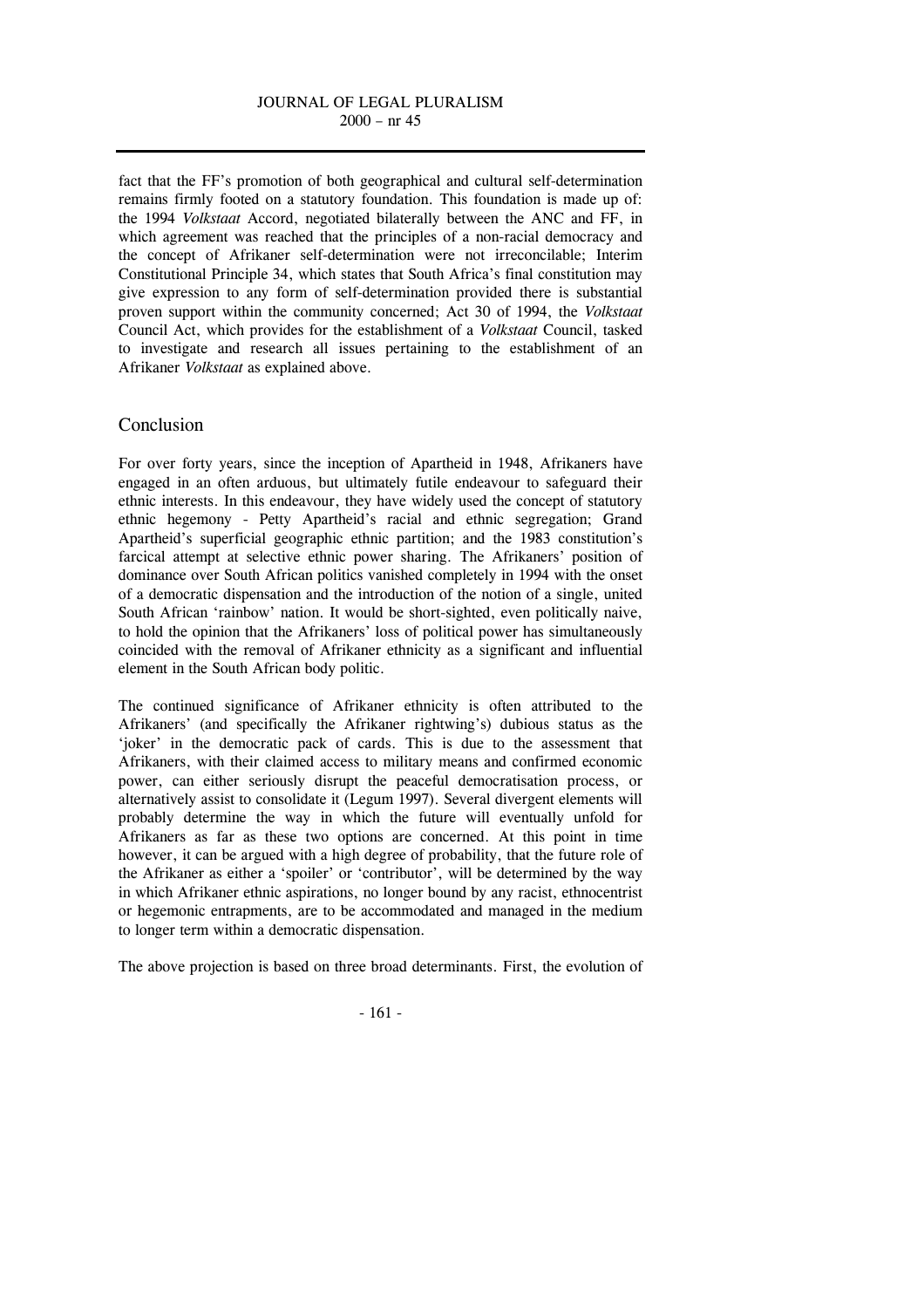fact that the FF's promotion of both geographical and cultural self-determination remains firmly footed on a statutory foundation. This foundation is made up of: the 1994 *Volkstaat* Accord, negotiated bilaterally between the ANC and FF, in which agreement was reached that the principles of a non-racial democracy and the concept of Afrikaner self-determination were not irreconcilable; Interim Constitutional Principle 34, which states that South Africa's final constitution may give expression to any form of self-determination provided there is substantial proven support within the community concerned; Act 30 of 1994, the *Volkstaat* Council Act, which provides for the establishment of a *Volkstaat* Council, tasked to investigate and research all issues pertaining to the establishment of an Afrikaner *Volkstaat* as explained above.

## Conclusion

For over forty years, since the inception of Apartheid in 1948, Afrikaners have engaged in an often arduous, but ultimately futile endeavour to safeguard their ethnic interests. In this endeavour, they have widely used the concept of statutory ethnic hegemony - Petty Apartheid's racial and ethnic segregation; Grand Apartheid's superficial geographic ethnic partition; and the 1983 constitution's farcical attempt at selective ethnic power sharing. The Afrikaners' position of dominance over South African politics vanished completely in 1994 with the onset of a democratic dispensation and the introduction of the notion of a single, united South African 'rainbow' nation. It would be short-sighted, even politically naive, to hold the opinion that the Afrikaners' loss of political power has simultaneously coincided with the removal of Afrikaner ethnicity as a significant and influential element in the South African body politic.

The continued significance of Afrikaner ethnicity is often attributed to the Afrikaners' (and specifically the Afrikaner rightwing's) dubious status as the 'joker' in the democratic pack of cards. This is due to the assessment that Afrikaners, with their claimed access to military means and confirmed economic power, can either seriously disrupt the peaceful democratisation process, or alternatively assist to consolidate it (Legum 1997). Several divergent elements will probably determine the way in which the future will eventually unfold for Afrikaners as far as these two options are concerned. At this point in time however, it can be argued with a high degree of probability, that the future role of the Afrikaner as either a 'spoiler' or 'contributor', will be determined by the way in which Afrikaner ethnic aspirations, no longer bound by any racist, ethnocentrist or hegemonic entrapments, are to be accommodated and managed in the medium to longer term within a democratic dispensation.

The above projection is based on three broad determinants. First, the evolution of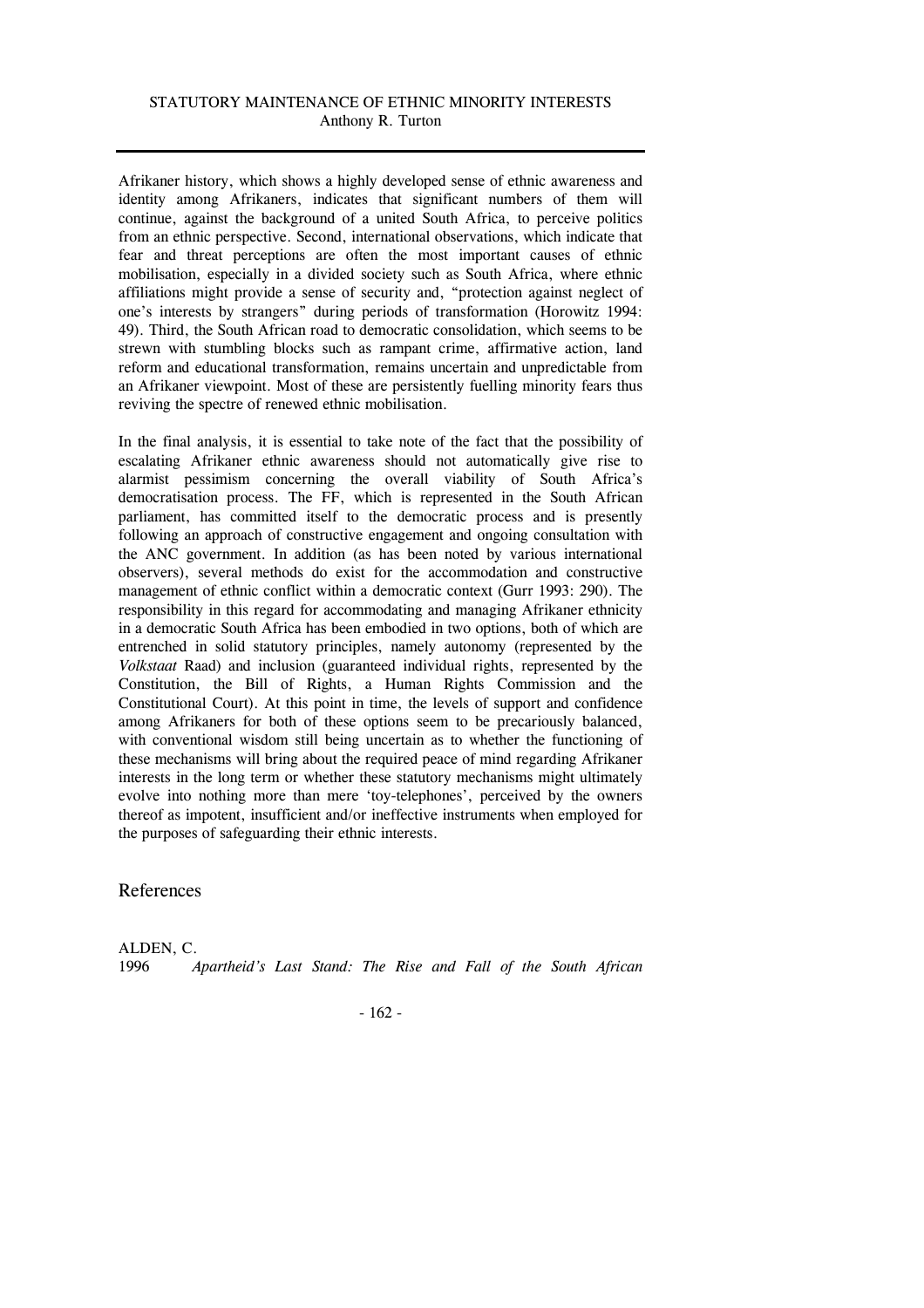Afrikaner history, which shows a highly developed sense of ethnic awareness and identity among Afrikaners, indicates that significant numbers of them will continue, against the background of a united South Africa, to perceive politics from an ethnic perspective. Second, international observations, which indicate that fear and threat perceptions are often the most important causes of ethnic mobilisation, especially in a divided society such as South Africa, where ethnic affiliations might provide a sense of security and, "protection against neglect of one's interests by strangers" during periods of transformation (Horowitz 1994: 49). Third, the South African road to democratic consolidation, which seems to be strewn with stumbling blocks such as rampant crime, affirmative action, land reform and educational transformation, remains uncertain and unpredictable from an Afrikaner viewpoint. Most of these are persistently fuelling minority fears thus reviving the spectre of renewed ethnic mobilisation.

In the final analysis, it is essential to take note of the fact that the possibility of escalating Afrikaner ethnic awareness should not automatically give rise to alarmist pessimism concerning the overall viability of South Africa's democratisation process. The FF, which is represented in the South African parliament, has committed itself to the democratic process and is presently following an approach of constructive engagement and ongoing consultation with the ANC government. In addition (as has been noted by various international observers), several methods do exist for the accommodation and constructive management of ethnic conflict within a democratic context (Gurr 1993: 290). The responsibility in this regard for accommodating and managing Afrikaner ethnicity in a democratic South Africa has been embodied in two options, both of which are entrenched in solid statutory principles, namely autonomy (represented by the *Volkstaat* Raad) and inclusion (guaranteed individual rights, represented by the Constitution, the Bill of Rights, a Human Rights Commission and the Constitutional Court). At this point in time, the levels of support and confidence among Afrikaners for both of these options seem to be precariously balanced, with conventional wisdom still being uncertain as to whether the functioning of these mechanisms will bring about the required peace of mind regarding Afrikaner interests in the long term or whether these statutory mechanisms might ultimately evolve into nothing more than mere 'toy-telephones', perceived by the owners thereof as impotent, insufficient and/or ineffective instruments when employed for the purposes of safeguarding their ethnic interests.

## References

ALDEN, C.
1996 *Apartheid's Last Stand: The Rise and Fall of the South African*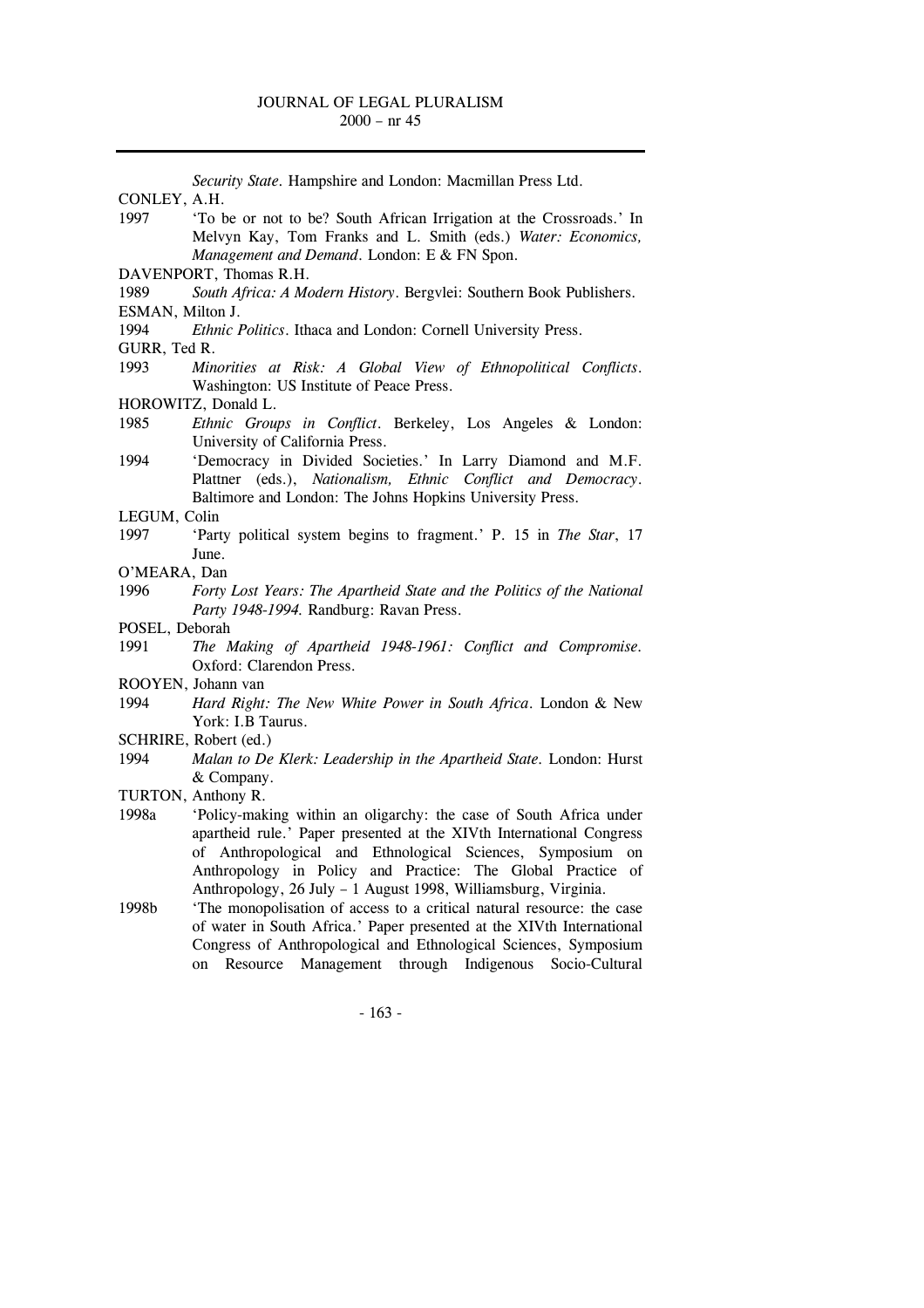*Security State*. Hampshire and London: Macmillan Press Ltd.

CONLEY, A.H.

1997 'To be or not to be? South African Irrigation at the Crossroads.' In Melvyn Kay, Tom Franks and L. Smith (eds.) *Water: Economics, Management and Demand*. London: E & FN Spon.

DAVENPORT, Thomas R.H.

1989 *South Africa: A Modern History*. Bergvlei: Southern Book Publishers.

ESMAN, Milton J.

1994 *Ethnic Politics*. Ithaca and London: Cornell University Press.

GURR, Ted R.

1993 *Minorities at Risk: A Global View of Ethnopolitical Conflicts*. Washington: US Institute of Peace Press.

HOROWITZ, Donald L.

1985 *Ethnic Groups in Conflict*. Berkeley, Los Angeles & London: University of California Press.

1994 'Democracy in Divided Societies.' In Larry Diamond and M.F. Plattner (eds.), *Nationalism, Ethnic Conflict and Democracy*. Baltimore and London: The Johns Hopkins University Press.

LEGUM, Colin

1997 'Party political system begins to fragment.' P. 15 in *The Star*, 17 June.

O'MEARA, Dan

1996 *Forty Lost Years: The Apartheid State and the Politics of the National Party 1948-1994.* Randburg: Ravan Press.

POSEL, Deborah

1991 *The Making of Apartheid 1948-1961: Conflict and Compromise*. Oxford: Clarendon Press.

ROOYEN, Johann van

1994 *Hard Right: The New White Power in South Africa*. London & New York: I.B Taurus.

SCHRIRE, Robert (ed.)

1994 *Malan to De Klerk: Leadership in the Apartheid State*. London: Hurst & Company.

TURTON, Anthony R.

1998a 'Policy-making within an oligarchy: the case of South Africa under apartheid rule.' Paper presented at the XIVth International Congress of Anthropological and Ethnological Sciences, Symposium on Anthropology in Policy and Practice: The Global Practice of Anthropology, 26 July – 1 August 1998, Williamsburg, Virginia.

1998b 'The monopolisation of access to a critical natural resource: the case of water in South Africa.' Paper presented at the XIVth International Congress of Anthropological and Ethnological Sciences, Symposium on Resource Management through Indigenous Socio-Cultural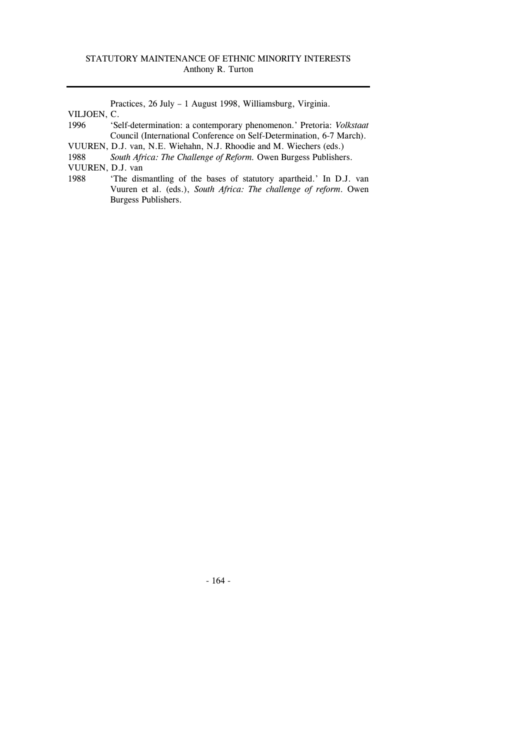Practices, 26 July – 1 August 1998, Williamsburg, Virginia.

VILJOEN, C.

1996 'Self-determination: a contemporary phenomenon.' Pretoria: *Volkstaat* Council (International Conference on Self-Determination, 6-7 March).

VUUREN, D.J. van, N.E. Wiehahn, N.J. Rhoodie and M. Wiechers (eds.)

1988 *South Africa: The Challenge of Reform.* Owen Burgess Publishers.

VUUREN, D.J. van

1988 'The dismantling of the bases of statutory apartheid.' In D.J. van Vuuren et al. (eds.), *South Africa: The challenge of reform*. Owen Burgess Publishers.